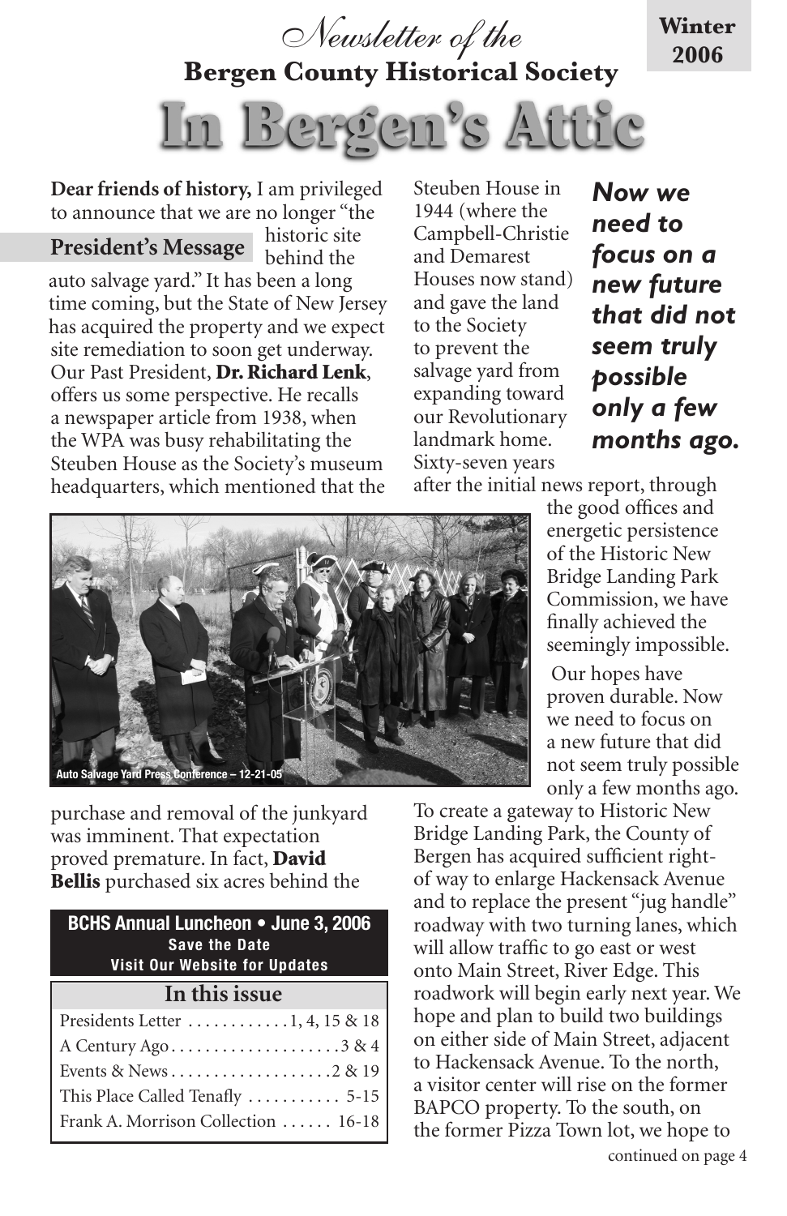*Newsletter of the*

**Bergen County Historical Society**

**Winter 2006**

# In Bergen's Attic

## President's Message

**Dear friends of history,** I am privileged to announce that we are no longer "the historic site behind the auto salvage yard." It has been a long time coming, but the State of New Jersey has acquired the property and we expect site remediation to soon get underway. Our Past President, **Dr. Richard Lenk**, offers us some perspective. He recalls a newspaper article from 1938, when the WPA was busy rehabilitating the Steuben House as the Society's museum headquarters, which mentioned that the purchase and removal of the junkyard was imminent. That expectation proved premature. In fact, **David Bellis** purchased six acres behind the Steuben House in 1944 (where the Campbell-Christie and Demarest Houses now stand) and gave the land to the Society to prevent the salvage yard from expanding toward our Revolutionary landmark home. Sixty-seven years after the initial news report, through the good offices and energetic persistence of the Historic New Bridge Landing Park Commission, we have finally achieved the seemingly impossible.

***Now we need to focus on a new future that did not seem truly possible only a few months ago.***

Auto Salvage Yard Press Conference – 12-21-05

Our hopes have proven durable. Now we need to focus on a new future that did not seem truly possible only a few months ago. To create a gateway to Historic New Bridge Landing Park, the County of Bergen has acquired sufficient right-of way to enlarge Hackensack Avenue and to replace the present "jug handle" roadway with two turning lanes, which will allow traffic to go east or west onto Main Street, River Edge. This roadwork will begin early next year. We hope and plan to build two buildings on either side of Main Street, adjacent to Hackensack Avenue. To the north, a visitor center will rise on the former BAPCO property. To the south, on the former Pizza Town lot, we hope to

continued on page 4

**BCHS Annual Luncheon • June 3, 2006**
**Save the Date**
**Visit Our Website for Updates**

### In this issue

| | |
|---|---|
| Presidents Letter | 1, 4, 15 & 18 |
| A Century Ago | 3 & 4 |
| Events & News | 2 & 19 |
| This Place Called Tenafly | 5-15 |
| Frank A. Morrison Collection | 16-18 |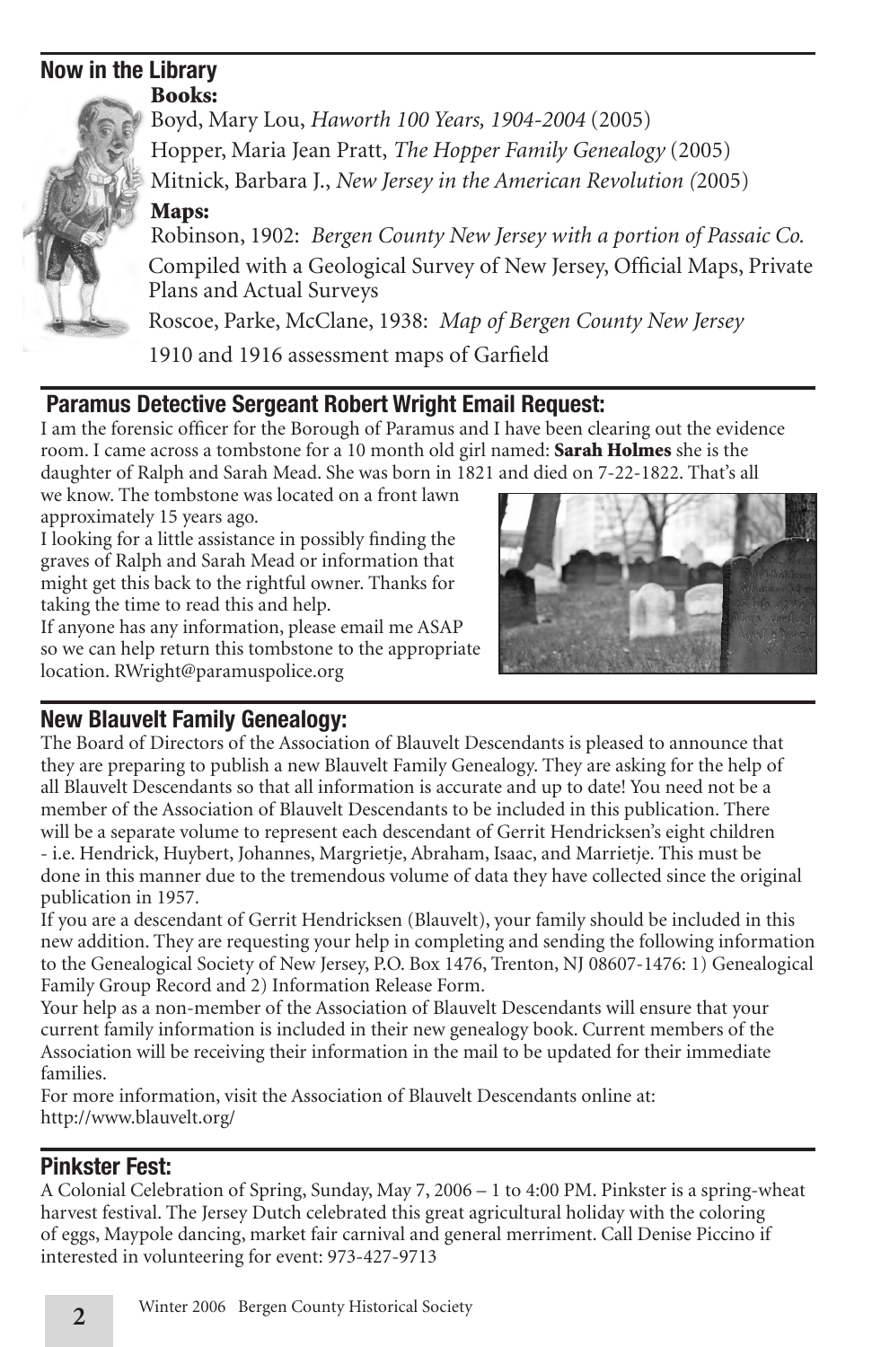## Now in the Library

**Books:**

Boyd, Mary Lou, *Haworth 100 Years, 1904-2004* (2005)

Hopper, Maria Jean Pratt, *The Hopper Family Genealogy* (2005)

Mitnick, Barbara J., *New Jersey in the American Revolution (*2005)

**Maps:**

Robinson, 1902: *Bergen County New Jersey with a portion of Passaic Co.* Compiled with a Geological Survey of New Jersey, Official Maps, Private Plans and Actual Surveys

Roscoe, Parke, McClane, 1938: *Map of Bergen County New Jersey*

1910 and 1916 assessment maps of Garfield

## Paramus Detective Sergeant Robert Wright Email Request:

I am the forensic officer for the Borough of Paramus and I have been clearing out the evidence room. I came across a tombstone for a 10 month old girl named: **Sarah Holmes** she is the daughter of Ralph and Sarah Mead. She was born in 1821 and died on 7-22-1822. That's all we know. The tombstone was located on a front lawn approximately 15 years ago.

I looking for a little assistance in possibly finding the graves of Ralph and Sarah Mead or information that might get this back to the rightful owner. Thanks for taking the time to read this and help.

If anyone has any information, please email me ASAP so we can help return this tombstone to the appropriate location. RWright@paramuspolice.org

## New Blauvelt Family Genealogy:

The Board of Directors of the Association of Blauvelt Descendants is pleased to announce that they are preparing to publish a new Blauvelt Family Genealogy. They are asking for the help of all Blauvelt Descendants so that all information is accurate and up to date! You need not be a member of the Association of Blauvelt Descendants to be included in this publication. There will be a separate volume to represent each descendant of Gerrit Hendricksen's eight children - i.e. Hendrick, Huybert, Johannes, Margrietje, Abraham, Isaac, and Marrietje. This must be done in this manner due to the tremendous volume of data they have collected since the original publication in 1957.

If you are a descendant of Gerrit Hendricksen (Blauvelt), your family should be included in this new addition. They are requesting your help in completing and sending the following information to the Genealogical Society of New Jersey, P.O. Box 1476, Trenton, NJ 08607-1476: 1) Genealogical Family Group Record and 2) Information Release Form.

Your help as a non-member of the Association of Blauvelt Descendants will ensure that your current family information is included in their new genealogy book. Current members of the Association will be receiving their information in the mail to be updated for their immediate families.

For more information, visit the Association of Blauvelt Descendants online at: http://www.blauvelt.org/

## Pinkster Fest:

A Colonial Celebration of Spring, Sunday, May 7, 2006 – 1 to 4:00 PM. Pinkster is a spring-wheat harvest festival. The Jersey Dutch celebrated this great agricultural holiday with the coloring of eggs, Maypole dancing, market fair carnival and general merriment. Call Denise Piccino if interested in volunteering for event: 973-427-9713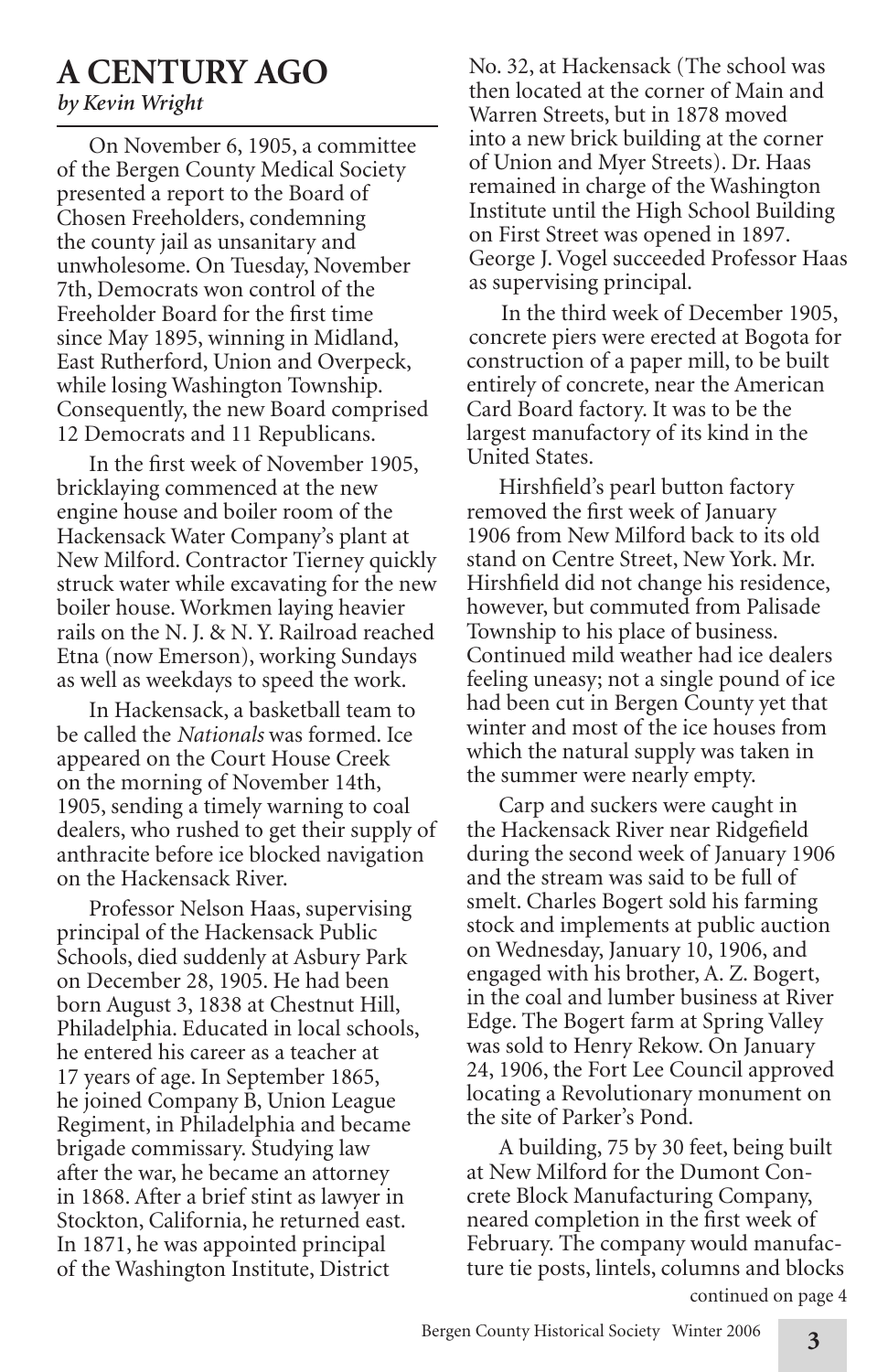# A CENTURY AGO

*by Kevin Wright*

On November 6, 1905, a committee of the Bergen County Medical Society presented a report to the Board of Chosen Freeholders, condemning the county jail as unsanitary and unwholesome. On Tuesday, November 7th, Democrats won control of the Freeholder Board for the first time since May 1895, winning in Midland, East Rutherford, Union and Overpeck, while losing Washington Township. Consequently, the new Board comprised 12 Democrats and 11 Republicans.

In the first week of November 1905, bricklaying commenced at the new engine house and boiler room of the Hackensack Water Company's plant at New Milford. Contractor Tierney quickly struck water while excavating for the new boiler house. Workmen laying heavier rails on the N. J. & N. Y. Railroad reached Etna (now Emerson), working Sundays as well as weekdays to speed the work.

In Hackensack, a basketball team to be called the *Nationals* was formed. Ice appeared on the Court House Creek on the morning of November 14th, 1905, sending a timely warning to coal dealers, who rushed to get their supply of anthracite before ice blocked navigation on the Hackensack River.

Professor Nelson Haas, supervising principal of the Hackensack Public Schools, died suddenly at Asbury Park on December 28, 1905. He had been born August 3, 1838 at Chestnut Hill, Philadelphia. Educated in local schools, he entered his career as a teacher at 17 years of age. In September 1865, he joined Company B, Union League Regiment, in Philadelphia and became brigade commissary. Studying law after the war, he became an attorney in 1868. After a brief stint as lawyer in Stockton, California, he returned east. In 1871, he was appointed principal of the Washington Institute, District No. 32, at Hackensack (The school was then located at the corner of Main and Warren Streets, but in 1878 moved into a new brick building at the corner of Union and Myer Streets). Dr. Haas remained in charge of the Washington Institute until the High School Building on First Street was opened in 1897. George J. Vogel succeeded Professor Haas as supervising principal.

In the third week of December 1905, concrete piers were erected at Bogota for construction of a paper mill, to be built entirely of concrete, near the American Card Board factory. It was to be the largest manufactory of its kind in the United States.

Hirshfield's pearl button factory removed the first week of January 1906 from New Milford back to its old stand on Centre Street, New York. Mr. Hirshfield did not change his residence, however, but commuted from Palisade Township to his place of business. Continued mild weather had ice dealers feeling uneasy; not a single pound of ice had been cut in Bergen County yet that winter and most of the ice houses from which the natural supply was taken in the summer were nearly empty.

Carp and suckers were caught in the Hackensack River near Ridgefield during the second week of January 1906 and the stream was said to be full of smelt. Charles Bogert sold his farming stock and implements at public auction on Wednesday, January 10, 1906, and engaged with his brother, A. Z. Bogert, in the coal and lumber business at River Edge. The Bogert farm at Spring Valley was sold to Henry Rekow. On January 24, 1906, the Fort Lee Council approved locating a Revolutionary monument on the site of Parker's Pond.

A building, 75 by 30 feet, being built at New Milford for the Dumont Concrete Block Manufacturing Company, neared completion in the first week of February. The company would manufacture tie posts, lintels, columns and blocks

continued on page 4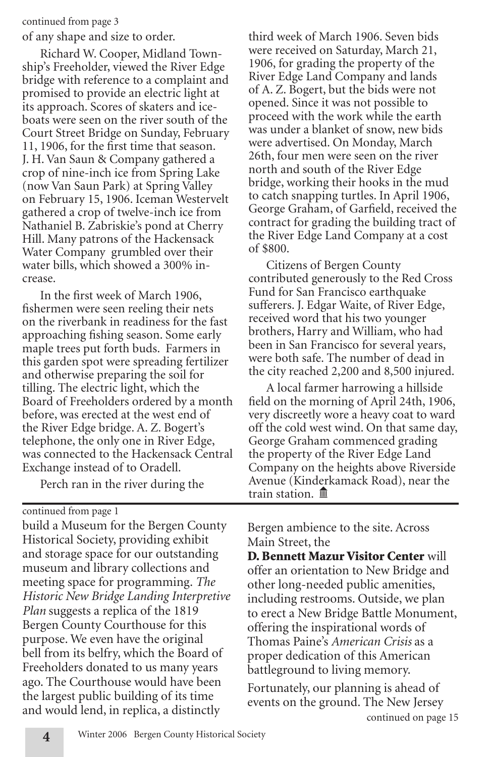continued from page 3

of any shape and size to order.

Richard W. Cooper, Midland Township's Freeholder, viewed the River Edge bridge with reference to a complaint and promised to provide an electric light at its approach. Scores of skaters and ice-boats were seen on the river south of the Court Street Bridge on Sunday, February 11, 1906, for the first time that season. J. H. Van Saun & Company gathered a crop of nine-inch ice from Spring Lake (now Van Saun Park) at Spring Valley on February 15, 1906. Iceman Westervelt gathered a crop of twelve-inch ice from Nathaniel B. Zabriskie's pond at Cherry Hill. Many patrons of the Hackensack Water Company grumbled over their water bills, which showed a 300% increase.

In the first week of March 1906, fishermen were seen reeling their nets on the riverbank in readiness for the fast approaching fishing season. Some early maple trees put forth buds. Farmers in this garden spot were spreading fertilizer and otherwise preparing the soil for tilling. The electric light, which the Board of Freeholders ordered by a month before, was erected at the west end of the River Edge bridge. A. Z. Bogert's telephone, the only one in River Edge, was connected to the Hackensack Central Exchange instead of to Oradell.

Perch ran in the river during the third week of March 1906. Seven bids were received on Saturday, March 21, 1906, for grading the property of the River Edge Land Company and lands of A. Z. Bogert, but the bids were not opened. Since it was not possible to proceed with the work while the earth was under a blanket of snow, new bids were advertised. On Monday, March 26th, four men were seen on the river north and south of the River Edge bridge, working their hooks in the mud to catch snapping turtles. In April 1906, George Graham, of Garfield, received the contract for grading the building tract of the River Edge Land Company at a cost of $800.

Citizens of Bergen County contributed generously to the Red Cross Fund for San Francisco earthquake sufferers. J. Edgar Waite, of River Edge, received word that his two younger brothers, Harry and William, who had been in San Francisco for several years, were both safe. The number of dead in the city reached 2,200 and 8,500 injured.

A local farmer harrowing a hillside field on the morning of April 24th, 1906, very discreetly wore a heavy coat to ward off the cold west wind. On that same day, George Graham commenced grading the property of the River Edge Land Company on the heights above Riverside Avenue (Kinderkamack Road), near the train station. 🏛

---

continued from page 1

build a Museum for the Bergen County Historical Society, providing exhibit and storage space for our outstanding museum and library collections and meeting space for programming. *The Historic New Bridge Landing Interpretive Plan* suggests a replica of the 1819 Bergen County Courthouse for this purpose. We even have the original bell from its belfry, which the Board of Freeholders donated to us many years ago. The Courthouse would have been the largest public building of its time and would lend, in replica, a distinctly Bergen ambience to the site. Across Main Street, the **D. Bennett Mazur Visitor Center** will offer an orientation to New Bridge and other long-needed public amenities, including restrooms. Outside, we plan to erect a New Bridge Battle Monument, offering the inspirational words of Thomas Paine's *American Crisis* as a proper dedication of this American battleground to living memory.

Fortunately, our planning is ahead of events on the ground. The New Jersey

continued on page 15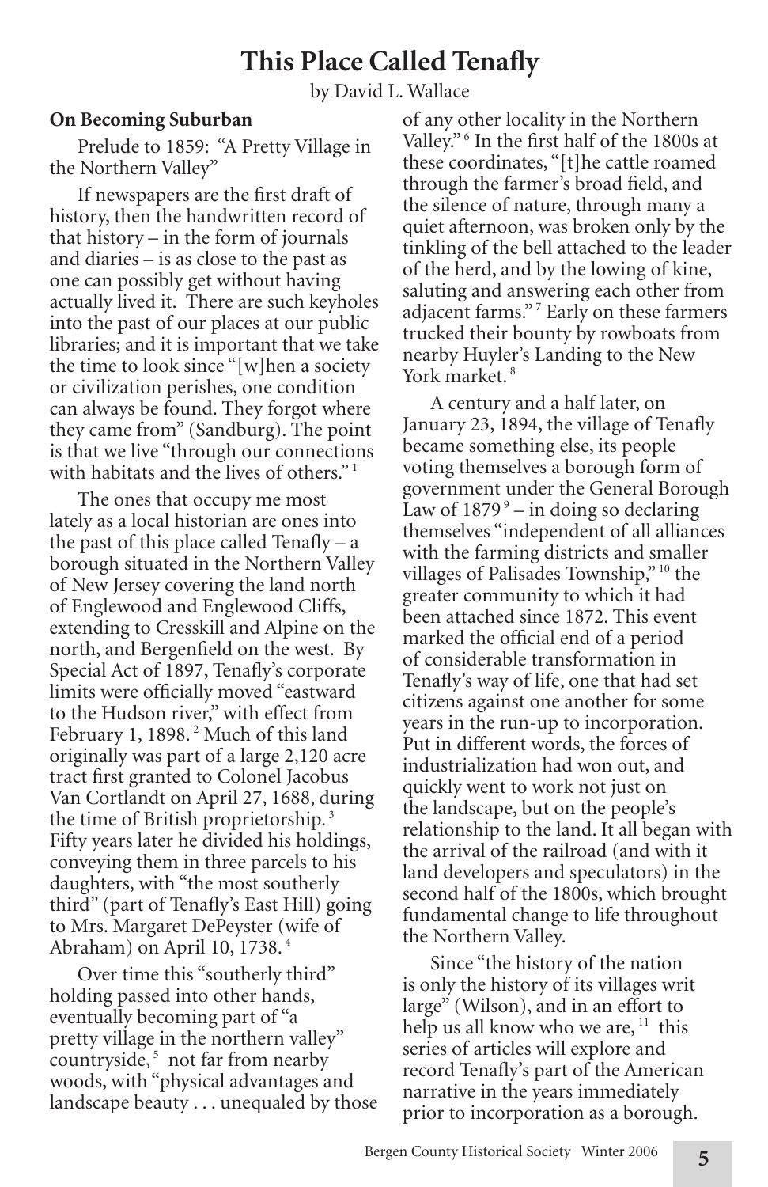# This Place Called Tenafly

by David L. Wallace

### On Becoming Suburban

Prelude to 1859: "A Pretty Village in the Northern Valley"

If newspapers are the first draft of history, then the handwritten record of that history – in the form of journals and diaries – is as close to the past as one can possibly get without having actually lived it. There are such keyholes into the past of our places at our public libraries; and it is important that we take the time to look since "[w]hen a society or civilization perishes, one condition can always be found. They forgot where they came from" (Sandburg). The point is that we live "through our connections with habitats and the lives of others." [1]

The ones that occupy me most lately as a local historian are ones into the past of this place called Tenafly – a borough situated in the Northern Valley of New Jersey covering the land north of Englewood and Englewood Cliffs, extending to Cresskill and Alpine on the north, and Bergenfield on the west. By Special Act of 1897, Tenafly's corporate limits were officially moved "eastward to the Hudson river," with effect from February 1, 1898. [2] Much of this land originally was part of a large 2,120 acre tract first granted to Colonel Jacobus Van Cortlandt on April 27, 1688, during the time of British proprietorship. [3] Fifty years later he divided his holdings, conveying them in three parcels to his daughters, with "the most southerly third" (part of Tenafly's East Hill) going to Mrs. Margaret DePeyster (wife of Abraham) on April 10, 1738. [4]

Over time this "southerly third" holding passed into other hands, eventually becoming part of "a pretty village in the northern valley" countryside, [5] not far from nearby woods, with "physical advantages and landscape beauty . . . unequaled by those of any other locality in the Northern Valley." [6] In the first half of the 1800s at these coordinates, "[t]he cattle roamed through the farmer's broad field, and the silence of nature, through many a quiet afternoon, was broken only by the tinkling of the bell attached to the leader of the herd, and by the lowing of kine, saluting and answering each other from adjacent farms." [7] Early on these farmers trucked their bounty by rowboats from nearby Huyler's Landing to the New York market. [8]

A century and a half later, on January 23, 1894, the village of Tenafly became something else, its people voting themselves a borough form of government under the General Borough Law of 1879 [9] – in doing so declaring themselves "independent of all alliances with the farming districts and smaller villages of Palisades Township," [10] the greater community to which it had been attached since 1872. This event marked the official end of a period of considerable transformation in Tenafly's way of life, one that had set citizens against one another for some years in the run-up to incorporation. Put in different words, the forces of industrialization had won out, and quickly went to work not just on the landscape, but on the people's relationship to the land. It all began with the arrival of the railroad (and with it land developers and speculators) in the second half of the 1800s, which brought fundamental change to life throughout the Northern Valley.

Since "the history of the nation is only the history of its villages writ large" (Wilson), and in an effort to help us all know who we are, [11] this series of articles will explore and record Tenafly's part of the American narrative in the years immediately prior to incorporation as a borough.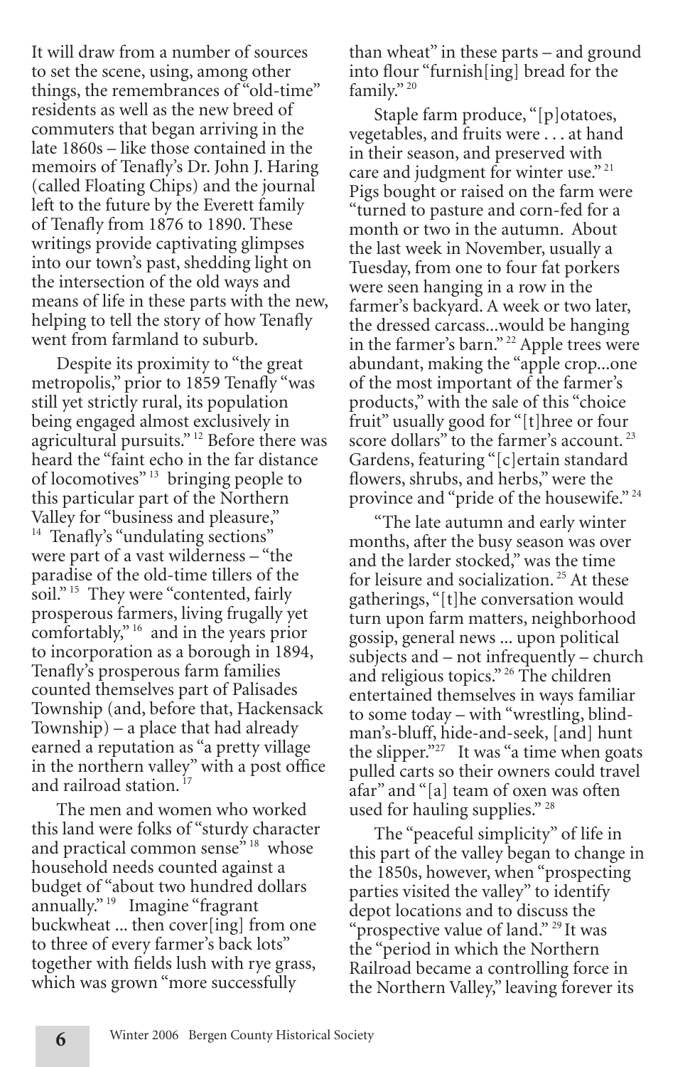It will draw from a number of sources to set the scene, using, among other things, the remembrances of "old-time" residents as well as the new breed of commuters that began arriving in the late 1860s – like those contained in the memoirs of Tenafly's Dr. John J. Haring (called Floating Chips) and the journal left to the future by the Everett family of Tenafly from 1876 to 1890. These writings provide captivating glimpses into our town's past, shedding light on the intersection of the old ways and means of life in these parts with the new, helping to tell the story of how Tenafly went from farmland to suburb.

Despite its proximity to "the great metropolis," prior to 1859 Tenafly "was still yet strictly rural, its population being engaged almost exclusively in agricultural pursuits." [12] Before there was heard the "faint echo in the far distance of locomotives" [13] bringing people to this particular part of the Northern Valley for "business and pleasure," [14] Tenafly's "undulating sections" were part of a vast wilderness – "the paradise of the old-time tillers of the soil." [15] They were "contented, fairly prosperous farmers, living frugally yet comfortably," [16] and in the years prior to incorporation as a borough in 1894, Tenafly's prosperous farm families counted themselves part of Palisades Township (and, before that, Hackensack Township) – a place that had already earned a reputation as "a pretty village in the northern valley" with a post office and railroad station. [17]

The men and women who worked this land were folks of "sturdy character and practical common sense" [18] whose household needs counted against a budget of "about two hundred dollars annually." [19] Imagine "fragrant buckwheat ... then cover[ing] from one to three of every farmer's back lots" together with fields lush with rye grass, which was grown "more successfully than wheat" in these parts – and ground into flour "furnish[ing] bread for the family." [20]

Staple farm produce, "[p]otatoes, vegetables, and fruits were . . . at hand in their season, and preserved with care and judgment for winter use." [21] Pigs bought or raised on the farm were "turned to pasture and corn-fed for a month or two in the autumn. About the last week in November, usually a Tuesday, from one to four fat porkers were seen hanging in a row in the farmer's backyard. A week or two later, the dressed carcass...would be hanging in the farmer's barn." [22] Apple trees were abundant, making the "apple crop...one of the most important of the farmer's products," with the sale of this "choice fruit" usually good for "[t]hree or four score dollars" to the farmer's account. [23] Gardens, featuring "[c]ertain standard flowers, shrubs, and herbs," were the province and "pride of the housewife." [24]

"The late autumn and early winter months, after the busy season was over and the larder stocked," was the time for leisure and socialization. [25] At these gatherings, "[t]he conversation would turn upon farm matters, neighborhood gossip, general news ... upon political subjects and – not infrequently – church and religious topics." [26] The children entertained themselves in ways familiar to some today – with "wrestling, blind-man's-bluff, hide-and-seek, [and] hunt the slipper." [27] It was "a time when goats pulled carts so their owners could travel afar" and "[a] team of oxen was often used for hauling supplies." [28]

The "peaceful simplicity" of life in this part of the valley began to change in the 1850s, however, when "prospecting parties visited the valley" to identify depot locations and to discuss the "prospective value of land." [29] It was the "period in which the Northern Railroad became a controlling force in the Northern Valley," leaving forever its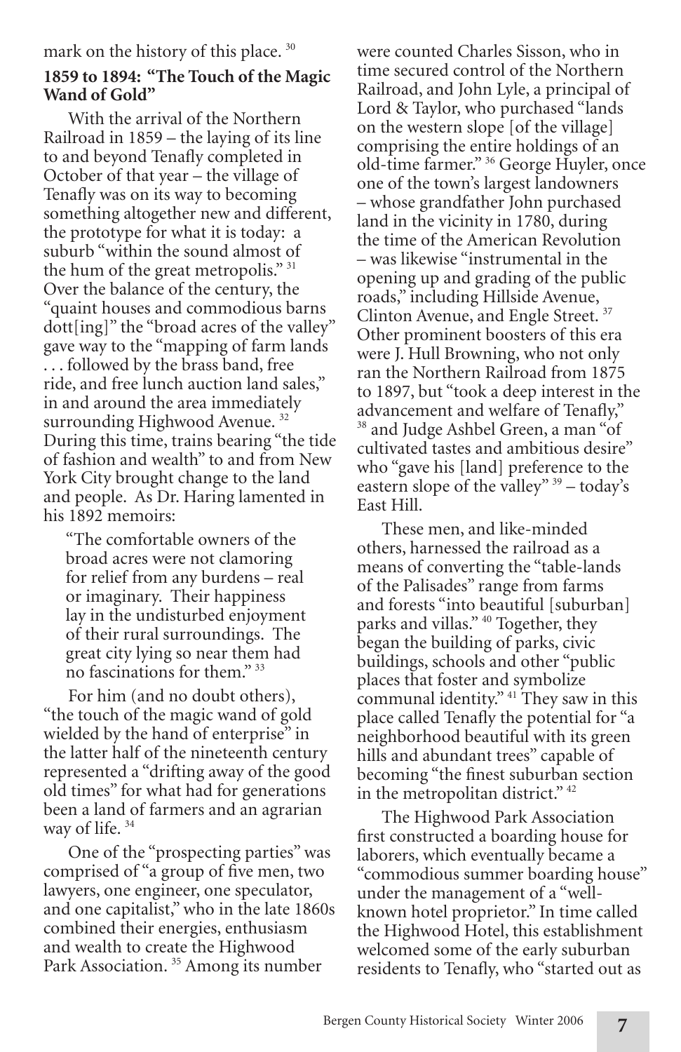mark on the history of this place. [30]

**1859 to 1894: "The Touch of the Magic Wand of Gold"**

With the arrival of the Northern Railroad in 1859 – the laying of its line to and beyond Tenafly completed in October of that year – the village of Tenafly was on its way to becoming something altogether new and different, the prototype for what it is today: a suburb "within the sound almost of the hum of the great metropolis." [31] Over the balance of the century, the "quaint houses and commodious barns dott[ing]" the "broad acres of the valley" gave way to the "mapping of farm lands . . . followed by the brass band, free ride, and free lunch auction land sales," in and around the area immediately surrounding Highwood Avenue. [32] During this time, trains bearing "the tide of fashion and wealth" to and from New York City brought change to the land and people. As Dr. Haring lamented in his 1892 memoirs:

> "The comfortable owners of the broad acres were not clamoring for relief from any burdens – real or imaginary. Their happiness lay in the undisturbed enjoyment of their rural surroundings. The great city lying so near them had no fascinations for them." [33]

For him (and no doubt others), "the touch of the magic wand of gold wielded by the hand of enterprise" in the latter half of the nineteenth century represented a "drifting away of the good old times" for what had for generations been a land of farmers and an agrarian way of life. [34]

One of the "prospecting parties" was comprised of "a group of five men, two lawyers, one engineer, one speculator, and one capitalist," who in the late 1860s combined their energies, enthusiasm and wealth to create the Highwood Park Association. [35] Among its number were counted Charles Sisson, who in time secured control of the Northern Railroad, and John Lyle, a principal of Lord & Taylor, who purchased "lands on the western slope [of the village] comprising the entire holdings of an old-time farmer." [36] George Huyler, once one of the town's largest landowners – whose grandfather John purchased land in the vicinity in 1780, during the time of the American Revolution – was likewise "instrumental in the opening up and grading of the public roads," including Hillside Avenue, Clinton Avenue, and Engle Street. [37] Other prominent boosters of this era were J. Hull Browning, who not only ran the Northern Railroad from 1875 to 1897, but "took a deep interest in the advancement and welfare of Tenafly," [38] and Judge Ashbel Green, a man "of cultivated tastes and ambitious desire" who "gave his [land] preference to the eastern slope of the valley" [39] – today's East Hill.

These men, and like-minded others, harnessed the railroad as a means of converting the "table-lands of the Palisades" range from farms and forests "into beautiful [suburban] parks and villas." [40] Together, they began the building of parks, civic buildings, schools and other "public places that foster and symbolize communal identity." [41] They saw in this place called Tenafly the potential for "a neighborhood beautiful with its green hills and abundant trees" capable of becoming "the finest suburban section in the metropolitan district." [42]

The Highwood Park Association first constructed a boarding house for laborers, which eventually became a "commodious summer boarding house" under the management of a "well-known hotel proprietor." In time called the Highwood Hotel, this establishment welcomed some of the early suburban residents to Tenafly, who "started out as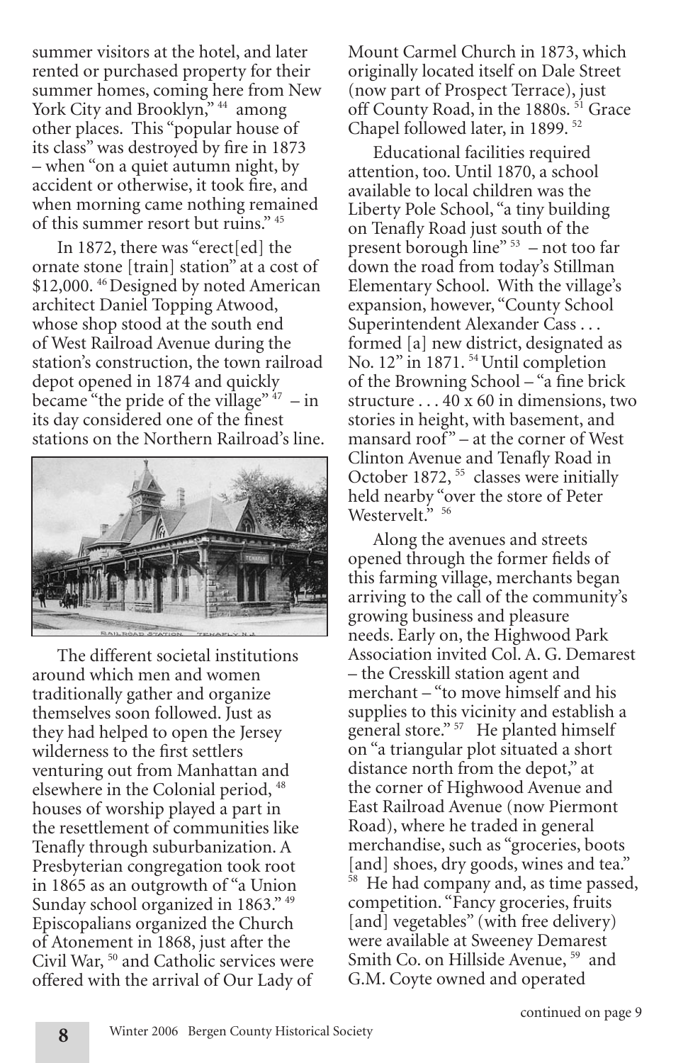summer visitors at the hotel, and later rented or purchased property for their summer homes, coming here from New York City and Brooklyn," [44] among other places. This "popular house of its class" was destroyed by fire in 1873 – when "on a quiet autumn night, by accident or otherwise, it took fire, and when morning came nothing remained of this summer resort but ruins." [45]

In 1872, there was "erect[ed] the ornate stone [train] station" at a cost of $12,000. [46] Designed by noted American architect Daniel Topping Atwood, whose shop stood at the south end of West Railroad Avenue during the station's construction, the town railroad depot opened in 1874 and quickly became "the pride of the village" [47] – in its day considered one of the finest stations on the Northern Railroad's line.

The different societal institutions around which men and women traditionally gather and organize themselves soon followed. Just as they had helped to open the Jersey wilderness to the first settlers venturing out from Manhattan and elsewhere in the Colonial period, [48] houses of worship played a part in the resettlement of communities like Tenafly through suburbanization. A Presbyterian congregation took root in 1865 as an outgrowth of "a Union Sunday school organized in 1863." [49] Episcopalians organized the Church of Atonement in 1868, just after the Civil War, [50] and Catholic services were offered with the arrival of Our Lady of Mount Carmel Church in 1873, which originally located itself on Dale Street (now part of Prospect Terrace), just off County Road, in the 1880s. [51] Grace Chapel followed later, in 1899. [52]

Educational facilities required attention, too. Until 1870, a school available to local children was the Liberty Pole School, "a tiny building on Tenafly Road just south of the present borough line" [53] – not too far down the road from today's Stillman Elementary School. With the village's expansion, however, "County School Superintendent Alexander Cass . . . formed [a] new district, designated as No. 12" in 1871. [54] Until completion of the Browning School – "a fine brick structure . . . 40 x 60 in dimensions, two stories in height, with basement, and mansard roof" – at the corner of West Clinton Avenue and Tenafly Road in October 1872, [55] classes were initially held nearby "over the store of Peter Westervelt." [56]

Along the avenues and streets opened through the former fields of this farming village, merchants began arriving to the call of the community's growing business and pleasure needs. Early on, the Highwood Park Association invited Col. A. G. Demarest – the Cresskill station agent and merchant – "to move himself and his supplies to this vicinity and establish a general store." [57] He planted himself on "a triangular plot situated a short distance north from the depot," at the corner of Highwood Avenue and East Railroad Avenue (now Piermont Road), where he traded in general merchandise, such as "groceries, boots [and] shoes, dry goods, wines and tea." [58] He had company and, as time passed, competition. "Fancy groceries, fruits [and] vegetables" (with free delivery) were available at Sweeney Demarest Smith Co. on Hillside Avenue, [59] and G.M. Coyte owned and operated

continued on page 9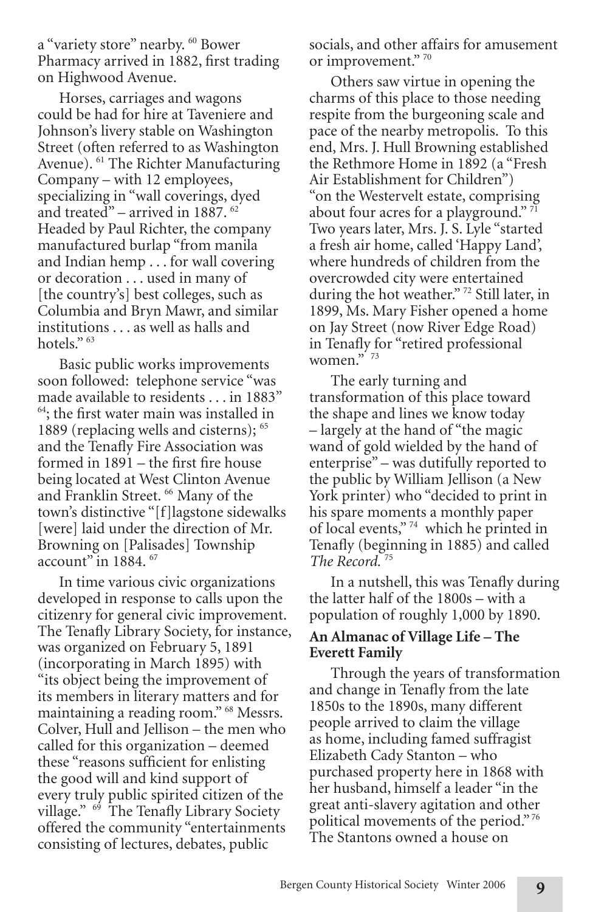a "variety store" nearby. [60] Bower Pharmacy arrived in 1882, first trading on Highwood Avenue.

Horses, carriages and wagons could be had for hire at Taveniere and Johnson's livery stable on Washington Street (often referred to as Washington Avenue). [61] The Richter Manufacturing Company – with 12 employees, specializing in "wall coverings, dyed and treated" – arrived in 1887. [62] Headed by Paul Richter, the company manufactured burlap "from manila and Indian hemp . . . for wall covering or decoration . . . used in many of [the country's] best colleges, such as Columbia and Bryn Mawr, and similar institutions . . . as well as halls and hotels." [63]

Basic public works improvements soon followed: telephone service "was made available to residents . . . in 1883" [64]; the first water main was installed in 1889 (replacing wells and cisterns); [65] and the Tenafly Fire Association was formed in 1891 – the first fire house being located at West Clinton Avenue and Franklin Street. [66] Many of the town's distinctive "[f]lagstone sidewalks [were] laid under the direction of Mr. Browning on [Palisades] Township account" in 1884. [67]

In time various civic organizations developed in response to calls upon the citizenry for general civic improvement. The Tenafly Library Society, for instance, was organized on February 5, 1891 (incorporating in March 1895) with "its object being the improvement of its members in literary matters and for maintaining a reading room." [68] Messrs. Colver, Hull and Jellison – the men who called for this organization – deemed these "reasons sufficient for enlisting the good will and kind support of every truly public spirited citizen of the village." [69] The Tenafly Library Society offered the community "entertainments consisting of lectures, debates, public socials, and other affairs for amusement or improvement." [70]

Others saw virtue in opening the charms of this place to those needing respite from the burgeoning scale and pace of the nearby metropolis. To this end, Mrs. J. Hull Browning established the Rethmore Home in 1892 (a "Fresh Air Establishment for Children") "on the Westervelt estate, comprising about four acres for a playground." [71] Two years later, Mrs. J. S. Lyle "started a fresh air home, called 'Happy Land', where hundreds of children from the overcrowded city were entertained during the hot weather." [72] Still later, in 1899, Ms. Mary Fisher opened a home on Jay Street (now River Edge Road) in Tenafly for "retired professional women." [73]

The early turning and transformation of this place toward the shape and lines we know today – largely at the hand of "the magic wand of gold wielded by the hand of enterprise" – was dutifully reported to the public by William Jellison (a New York printer) who "decided to print in his spare moments a monthly paper of local events," [74] which he printed in Tenafly (beginning in 1885) and called *The Record.* [75]

In a nutshell, this was Tenafly during the latter half of the 1800s – with a population of roughly 1,000 by 1890.

**An Almanac of Village Life – The Everett Family**

Through the years of transformation and change in Tenafly from the late 1850s to the 1890s, many different people arrived to claim the village as home, including famed suffragist Elizabeth Cady Stanton – who purchased property here in 1868 with her husband, himself a leader "in the great anti-slavery agitation and other political movements of the period." [76] The Stantons owned a house on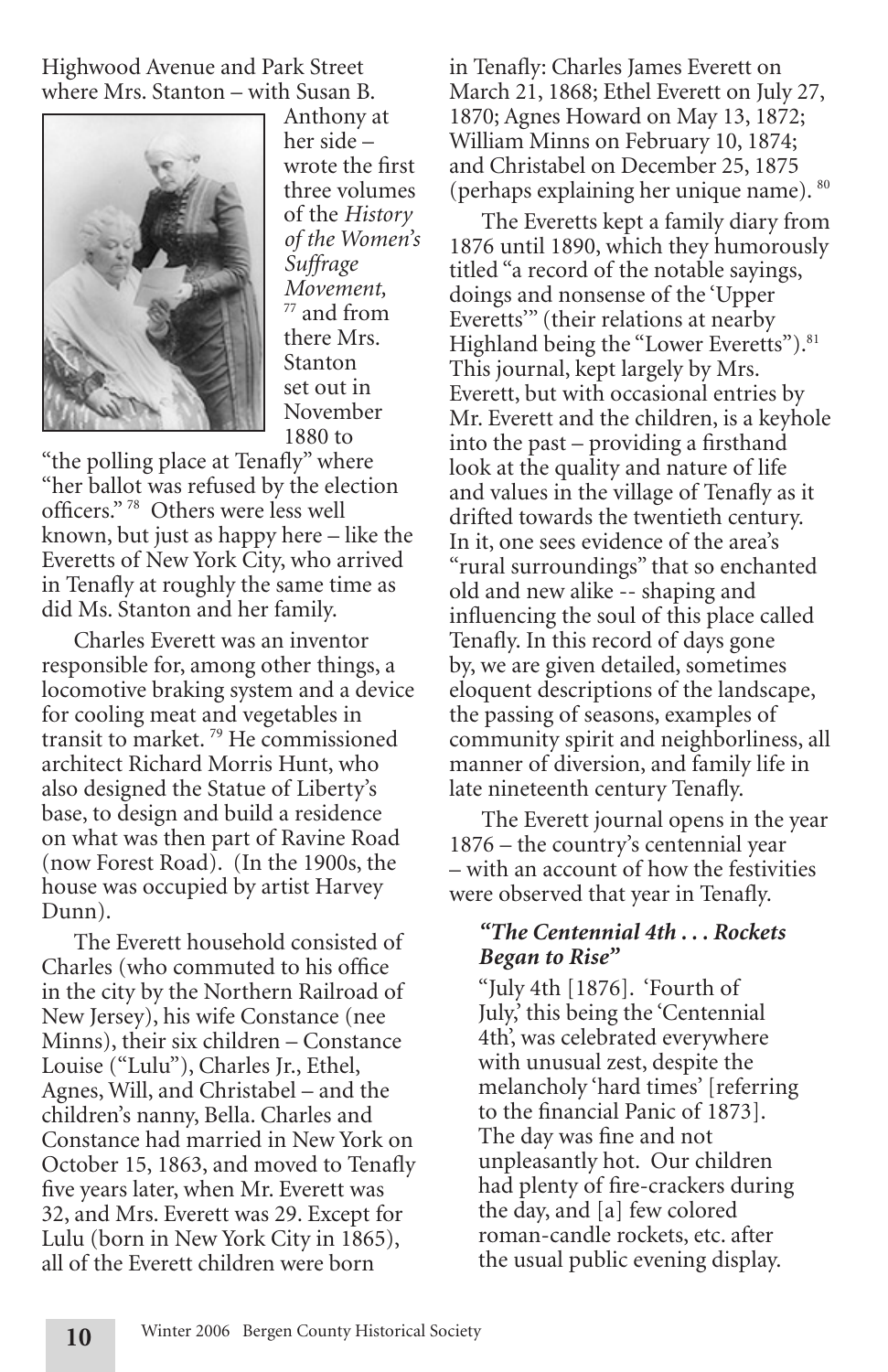Highwood Avenue and Park Street where Mrs. Stanton – with Susan B. Anthony at her side – wrote the first three volumes of the *History of the Women's Suffrage Movement,* [77] and from there Mrs. Stanton set out in November 1880 to "the polling place at Tenafly" where "her ballot was refused by the election officers." [78] Others were less well known, but just as happy here – like the Everetts of New York City, who arrived in Tenafly at roughly the same time as did Ms. Stanton and her family.

Charles Everett was an inventor responsible for, among other things, a locomotive braking system and a device for cooling meat and vegetables in transit to market. [79] He commissioned architect Richard Morris Hunt, who also designed the Statue of Liberty's base, to design and build a residence on what was then part of Ravine Road (now Forest Road). (In the 1900s, the house was occupied by artist Harvey Dunn).

The Everett household consisted of Charles (who commuted to his office in the city by the Northern Railroad of New Jersey), his wife Constance (nee Minns), their six children – Constance Louise ("Lulu"), Charles Jr., Ethel, Agnes, Will, and Christabel – and the children's nanny, Bella. Charles and Constance had married in New York on October 15, 1863, and moved to Tenafly five years later, when Mr. Everett was 32, and Mrs. Everett was 29. Except for Lulu (born in New York City in 1865), all of the Everett children were born in Tenafly: Charles James Everett on March 21, 1868; Ethel Everett on July 27, 1870; Agnes Howard on May 13, 1872; William Minns on February 10, 1874; and Christabel on December 25, 1875 (perhaps explaining her unique name). [80]

The Everetts kept a family diary from 1876 until 1890, which they humorously titled "a record of the notable sayings, doings and nonsense of the 'Upper Everetts'" (their relations at nearby Highland being the "Lower Everetts"). [81] This journal, kept largely by Mrs. Everett, but with occasional entries by Mr. Everett and the children, is a keyhole into the past – providing a firsthand look at the quality and nature of life and values in the village of Tenafly as it drifted towards the twentieth century. In it, one sees evidence of the area's "rural surroundings" that so enchanted old and new alike -- shaping and influencing the soul of this place called Tenafly. In this record of days gone by, we are given detailed, sometimes eloquent descriptions of the landscape, the passing of seasons, examples of community spirit and neighborliness, all manner of diversion, and family life in late nineteenth century Tenafly.

The Everett journal opens in the year 1876 – the country's centennial year – with an account of how the festivities were observed that year in Tenafly.

### *"The Centennial 4th . . . Rockets Began to Rise"*

"July 4th [1876]. 'Fourth of July,' this being the 'Centennial 4th', was celebrated everywhere with unusual zest, despite the melancholy 'hard times' [referring to the financial Panic of 1873]. The day was fine and not unpleasantly hot. Our children had plenty of fire-crackers during the day, and [a] few colored roman-candle rockets, etc. after the usual public evening display.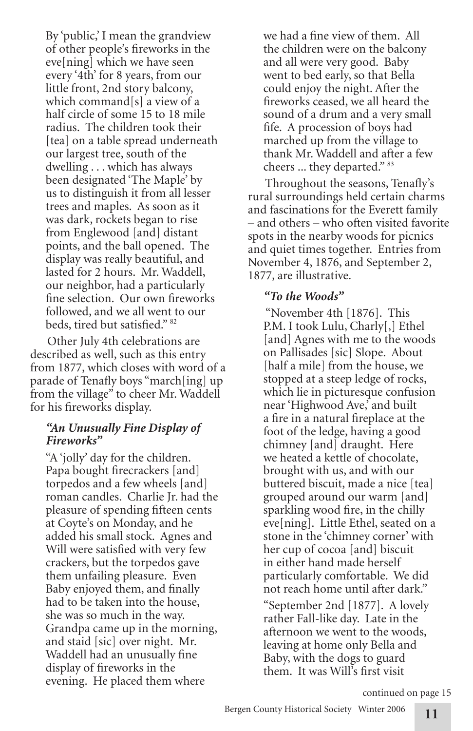By 'public,' I mean the grandview of other people's fireworks in the eve[ning] which we have seen every '4th' for 8 years, from our little front, 2nd story balcony, which command[s] a view of a half circle of some 15 to 18 mile radius. The children took their [tea] on a table spread underneath our largest tree, south of the dwelling . . . which has always been designated 'The Maple' by us to distinguish it from all lesser trees and maples. As soon as it was dark, rockets began to rise from Englewood [and] distant points, and the ball opened. The display was really beautiful, and lasted for 2 hours. Mr. Waddell, our neighbor, had a particularly fine selection. Our own fireworks followed, and we all went to our beds, tired but satisfied." [82]

Other July 4th celebrations are described as well, such as this entry from 1877, which closes with word of a parade of Tenafly boys "march[ing] up from the village" to cheer Mr. Waddell for his fireworks display.

### *"An Unusually Fine Display of Fireworks"*

"A 'jolly' day for the children. Papa bought firecrackers [and] torpedos and a few wheels [and] roman candles. Charlie Jr. had the pleasure of spending fifteen cents at Coyte's on Monday, and he added his small stock. Agnes and Will were satisfied with very few crackers, but the torpedos gave them unfailing pleasure. Even Baby enjoyed them, and finally had to be taken into the house, she was so much in the way. Grandpa came up in the morning, and staid [sic] over night. Mr. Waddell had an unusually fine display of fireworks in the evening. He placed them where we had a fine view of them. All the children were on the balcony and all were very good. Baby went to bed early, so that Bella could enjoy the night. After the fireworks ceased, we all heard the sound of a drum and a very small fife. A procession of boys had marched up from the village to thank Mr. Waddell and after a few cheers ... they departed." [83]

Throughout the seasons, Tenafly's rural surroundings held certain charms and fascinations for the Everett family – and others – who often visited favorite spots in the nearby woods for picnics and quiet times together. Entries from November 4, 1876, and September 2, 1877, are illustrative.

### *"To the Woods"*

"November 4th [1876]. This P.M. I took Lulu, Charly[,] Ethel [and] Agnes with me to the woods on Pallisades [sic] Slope. About [half a mile] from the house, we stopped at a steep ledge of rocks, which lie in picturesque confusion near 'Highwood Ave,' and built a fire in a natural fireplace at the foot of the ledge, having a good chimney [and] draught. Here we heated a kettle of chocolate, brought with us, and with our buttered biscuit, made a nice [tea] grouped around our warm [and] sparkling wood fire, in the chilly eve[ning]. Little Ethel, seated on a stone in the 'chimney corner' with her cup of cocoa [and] biscuit in either hand made herself particularly comfortable. We did not reach home until after dark."

"September 2nd [1877]. A lovely rather Fall-like day. Late in the afternoon we went to the woods, leaving at home only Bella and Baby, with the dogs to guard them. It was Will's first visit

continued on page 15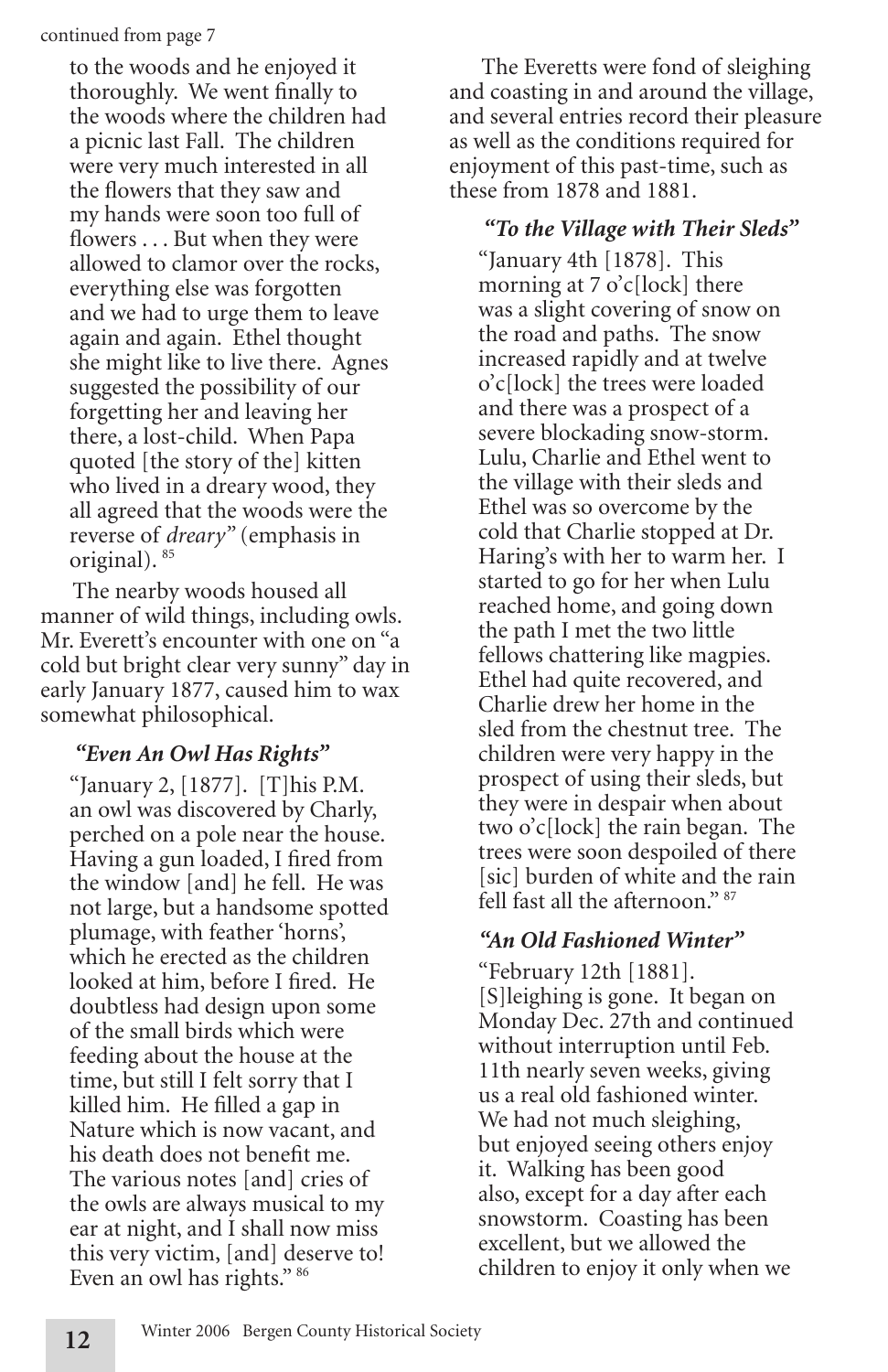continued from page 7

to the woods and he enjoyed it thoroughly. We went finally to the woods where the children had a picnic last Fall. The children were very much interested in all the flowers that they saw and my hands were soon too full of flowers . . . But when they were allowed to clamor over the rocks, everything else was forgotten and we had to urge them to leave again and again. Ethel thought she might like to live there. Agnes suggested the possibility of our forgetting her and leaving her there, a lost-child. When Papa quoted [the story of the] kitten who lived in a dreary wood, they all agreed that the woods were the reverse of *dreary*" (emphasis in original). [85]

The nearby woods housed all manner of wild things, including owls. Mr. Everett's encounter with one on "a cold but bright clear very sunny" day in early January 1877, caused him to wax somewhat philosophical.

***"Even An Owl Has Rights"***

"January 2, [1877]. [T]his P.M. an owl was discovered by Charly, perched on a pole near the house. Having a gun loaded, I fired from the window [and] he fell. He was not large, but a handsome spotted plumage, with feather 'horns', which he erected as the children looked at him, before I fired. He doubtless had design upon some of the small birds which were feeding about the house at the time, but still I felt sorry that I killed him. He filled a gap in Nature which is now vacant, and his death does not benefit me. The various notes [and] cries of the owls are always musical to my ear at night, and I shall now miss this very victim, [and] deserve to! Even an owl has rights." [86]

The Everetts were fond of sleighing and coasting in and around the village, and several entries record their pleasure as well as the conditions required for enjoyment of this past-time, such as these from 1878 and 1881.

***"To the Village with Their Sleds"***

"January 4th [1878]. This morning at 7 o'c[lock] there was a slight covering of snow on the road and paths. The snow increased rapidly and at twelve o'c[lock] the trees were loaded and there was a prospect of a severe blockading snow-storm. Lulu, Charlie and Ethel went to the village with their sleds and Ethel was so overcome by the cold that Charlie stopped at Dr. Haring's with her to warm her. I started to go for her when Lulu reached home, and going down the path I met the two little fellows chattering like magpies. Ethel had quite recovered, and Charlie drew her home in the sled from the chestnut tree. The children were very happy in the prospect of using their sleds, but they were in despair when about two o'c[lock] the rain began. The trees were soon despoiled of there [sic] burden of white and the rain fell fast all the afternoon." [87]

***"An Old Fashioned Winter"***

"February 12th [1881]. [S]leighing is gone. It began on Monday Dec. 27th and continued without interruption until Feb. 11th nearly seven weeks, giving us a real old fashioned winter. We had not much sleighing, but enjoyed seeing others enjoy it. Walking has been good also, except for a day after each snowstorm. Coasting has been excellent, but we allowed the children to enjoy it only when we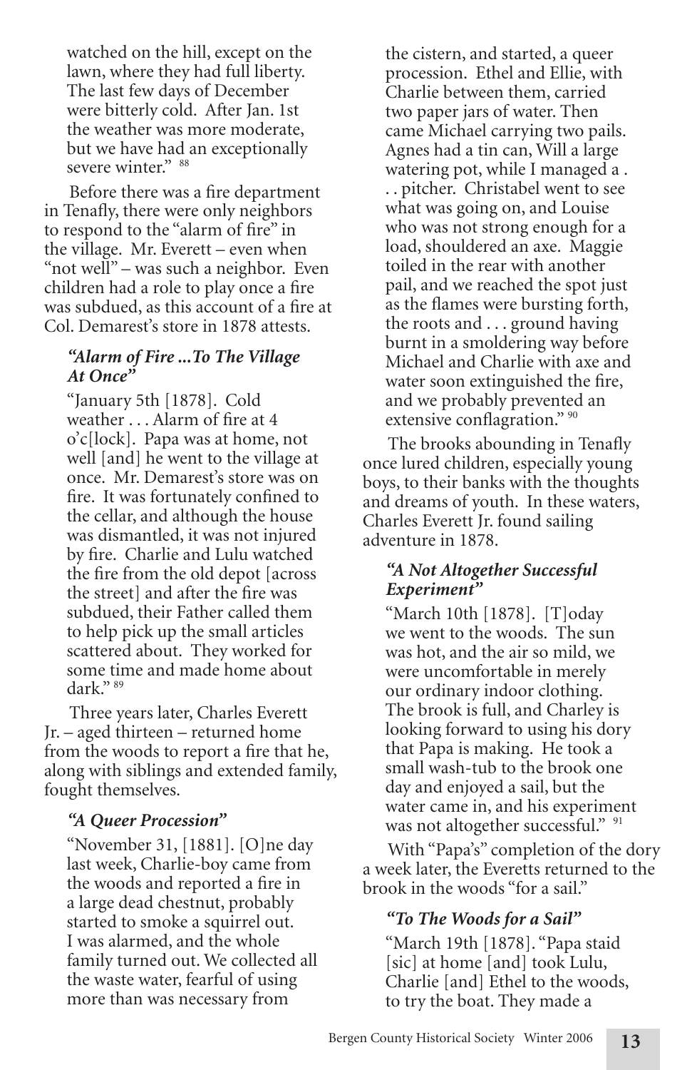watched on the hill, except on the lawn, where they had full liberty. The last few days of December were bitterly cold. After Jan. 1st the weather was more moderate, but we have had an exceptionally severe winter." [88]

Before there was a fire department in Tenafly, there were only neighbors to respond to the "alarm of fire" in the village. Mr. Everett – even when "not well" – was such a neighbor. Even children had a role to play once a fire was subdued, as this account of a fire at Col. Demarest's store in 1878 attests.

### *"Alarm of Fire ...To The Village At Once"*

"January 5th [1878]. Cold weather . . . Alarm of fire at 4 o'c[lock]. Papa was at home, not well [and] he went to the village at once. Mr. Demarest's store was on fire. It was fortunately confined to the cellar, and although the house was dismantled, it was not injured by fire. Charlie and Lulu watched the fire from the old depot [across the street] and after the fire was subdued, their Father called them to help pick up the small articles scattered about. They worked for some time and made home about dark." [89]

Three years later, Charles Everett Jr. – aged thirteen – returned home from the woods to report a fire that he, along with siblings and extended family, fought themselves.

### *"A Queer Procession"*

"November 31, [1881]. [O]ne day last week, Charlie-boy came from the woods and reported a fire in a large dead chestnut, probably started to smoke a squirrel out. I was alarmed, and the whole family turned out. We collected all the waste water, fearful of using more than was necessary from the cistern, and started, a queer procession. Ethel and Ellie, with Charlie between them, carried two paper jars of water. Then came Michael carrying two pails. Agnes had a tin can, Will a large watering pot, while I managed a . . . pitcher. Christabel went to see what was going on, and Louise who was not strong enough for a load, shouldered an axe. Maggie toiled in the rear with another pail, and we reached the spot just as the flames were bursting forth, the roots and . . . ground having burnt in a smoldering way before Michael and Charlie with axe and water soon extinguished the fire, and we probably prevented an extensive conflagration." [90]

The brooks abounding in Tenafly once lured children, especially young boys, to their banks with the thoughts and dreams of youth. In these waters, Charles Everett Jr. found sailing adventure in 1878.

### *"A Not Altogether Successful Experiment"*

"March 10th [1878]. [T]oday we went to the woods. The sun was hot, and the air so mild, we were uncomfortable in merely our ordinary indoor clothing. The brook is full, and Charley is looking forward to using his dory that Papa is making. He took a small wash-tub to the brook one day and enjoyed a sail, but the water came in, and his experiment was not altogether successful." [91]

With "Papa's" completion of the dory a week later, the Everetts returned to the brook in the woods "for a sail."

### *"To The Woods for a Sail"*

"March 19th [1878]. "Papa staid [sic] at home [and] took Lulu, Charlie [and] Ethel to the woods, to try the boat. They made a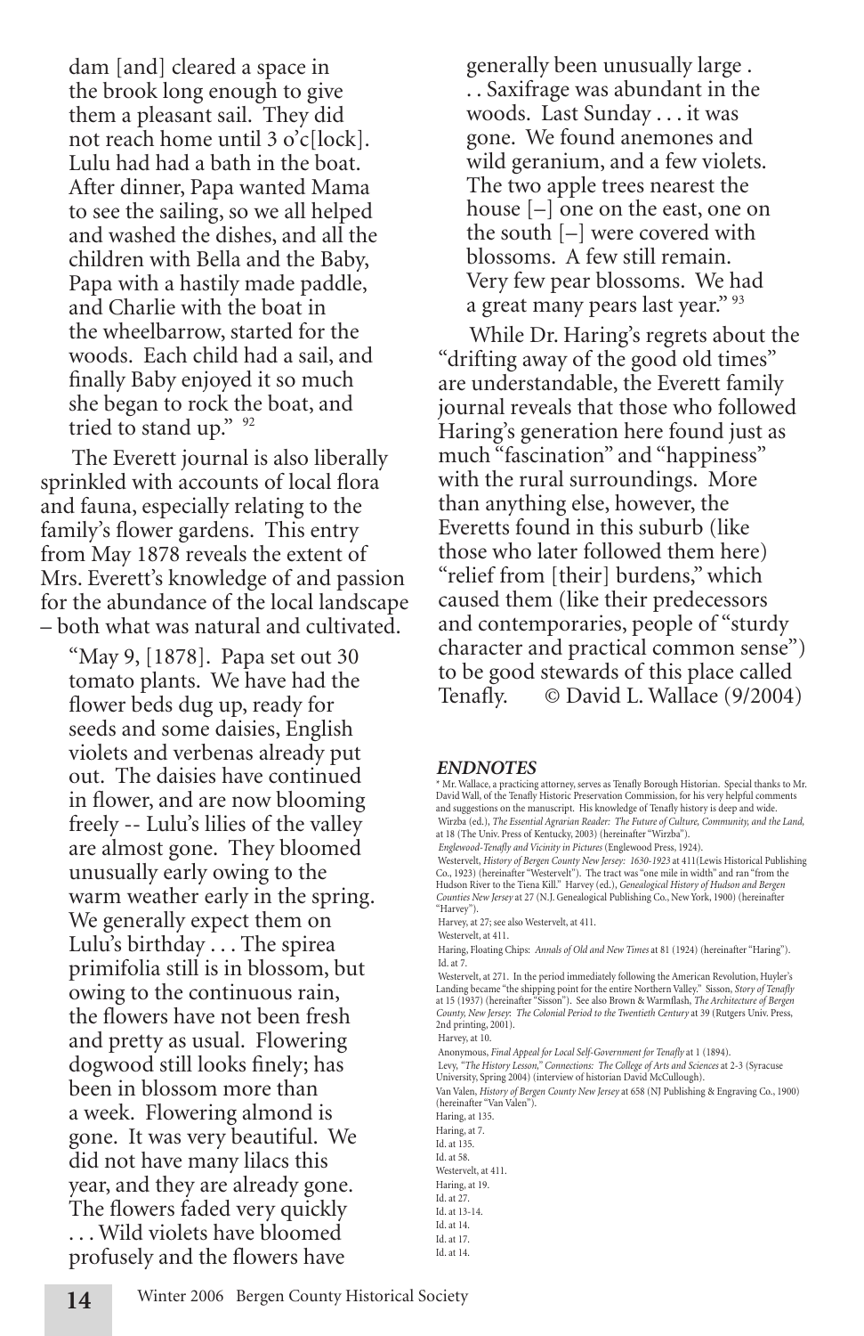dam [and] cleared a space in the brook long enough to give them a pleasant sail. They did not reach home until 3 o'c[lock]. Lulu had had a bath in the boat. After dinner, Papa wanted Mama to see the sailing, so we all helped and washed the dishes, and all the children with Bella and the Baby, Papa with a hastily made paddle, and Charlie with the boat in the wheelbarrow, started for the woods. Each child had a sail, and finally Baby enjoyed it so much she began to rock the boat, and tried to stand up." [92]

The Everett journal is also liberally sprinkled with accounts of local flora and fauna, especially relating to the family's flower gardens. This entry from May 1878 reveals the extent of Mrs. Everett's knowledge of and passion for the abundance of the local landscape – both what was natural and cultivated.

"May 9, [1878]. Papa set out 30 tomato plants. We have had the flower beds dug up, ready for seeds and some daisies, English violets and verbenas already put out. The daisies have continued in flower, and are now blooming freely -- Lulu's lilies of the valley are almost gone. They bloomed unusually early owing to the warm weather early in the spring. We generally expect them on Lulu's birthday . . . The spirea primifolia still is in blossom, but owing to the continuous rain, the flowers have not been fresh and pretty as usual. Flowering dogwood still looks finely; has been in blossom more than a week. Flowering almond is gone. It was very beautiful. We did not have many lilacs this year, and they are already gone. The flowers faded very quickly . . . Wild violets have bloomed profusely and the flowers have generally been unusually large . . . Saxifrage was abundant in the woods. Last Sunday . . . it was gone. We found anemones and wild geranium, and a few violets. The two apple trees nearest the house [–] one on the east, one on the south [–] were covered with blossoms. A few still remain. Very few pear blossoms. We had a great many pears last year." [93]

While Dr. Haring's regrets about the "drifting away of the good old times" are understandable, the Everett family journal reveals that those who followed Haring's generation here found just as much "fascination" and "happiness" with the rural surroundings. More than anything else, however, the Everetts found in this suburb (like those who later followed them here) "relief from [their] burdens," which caused them (like their predecessors and contemporaries, people of "sturdy character and practical common sense") to be good stewards of this place called Tenafly. © David L. Wallace (9/2004)

## ENDNOTES

\* Mr. Wallace, a practicing attorney, serves as Tenafly Borough Historian. Special thanks to Mr. David Wall, of the Tenafly Historic Preservation Commission, for his very helpful comments and suggestions on the manuscript. His knowledge of Tenafly history is deep and wide.

Wirzba (ed.), *The Essential Agrarian Reader: The Future of Culture, Community, and the Land*, at 18 (The Univ. Press of Kentucky, 2003) (hereinafter "Wirzba").

*Englewood-Tenafly and Vicinity in Pictures* (Englewood Press, 1924).

Westervelt, *History of Bergen County New Jersey: 1630-1923* at 411(Lewis Historical Publishing Co., 1923) (hereinafter "Westervelt"). The tract was "one mile in width" and ran "from the Hudson River to the Tiena Kill." Harvey (ed.), *Genealogical History of Hudson and Bergen Counties New Jersey* at 27 (N.J. Genealogical Publishing Co., New York, 1900) (hereinafter "Harvey").

Harvey, at 27; see also Westervelt, at 411.

Westervelt, at 411.

Haring, Floating Chips: *Annals of Old and New Times* at 81 (1924) (hereinafter "Haring").

Id. at 7.

Westervelt, at 271. In the period immediately following the American Revolution, Huyler's Landing became "the shipping point for the entire Northern Valley." Sisson, *Story of Tenafly* at 15 (1937) (hereinafter "Sisson"). See also Brown & Warmflash, *The Architecture of Bergen County, New Jersey: The Colonial Period to the Twentieth Century* at 39 (Rutgers Univ. Press, 2nd printing, 2001).

Harvey, at 10.

Anonymous, *Final Appeal for Local Self-Government for Tenafly* at 1 (1894).

Levy, "*The History Lesson*," *Connections: The College of Arts and Sciences* at 2-3 (Syracuse University, Spring 2004) (interview of historian David McCullough).

Van Valen, *History of Bergen County New Jersey* at 658 (NJ Publishing & Engraving Co., 1900) (hereinafter "Van Valen").

Haring, at 135.

Haring, at 7.

Id. at 135.

Id. at 58.

Westervelt, at 411.

Haring, at 19.

Id. at 27.

Id. at 13-14.

Id. at 14.

Id. at 17.

Id. at 14.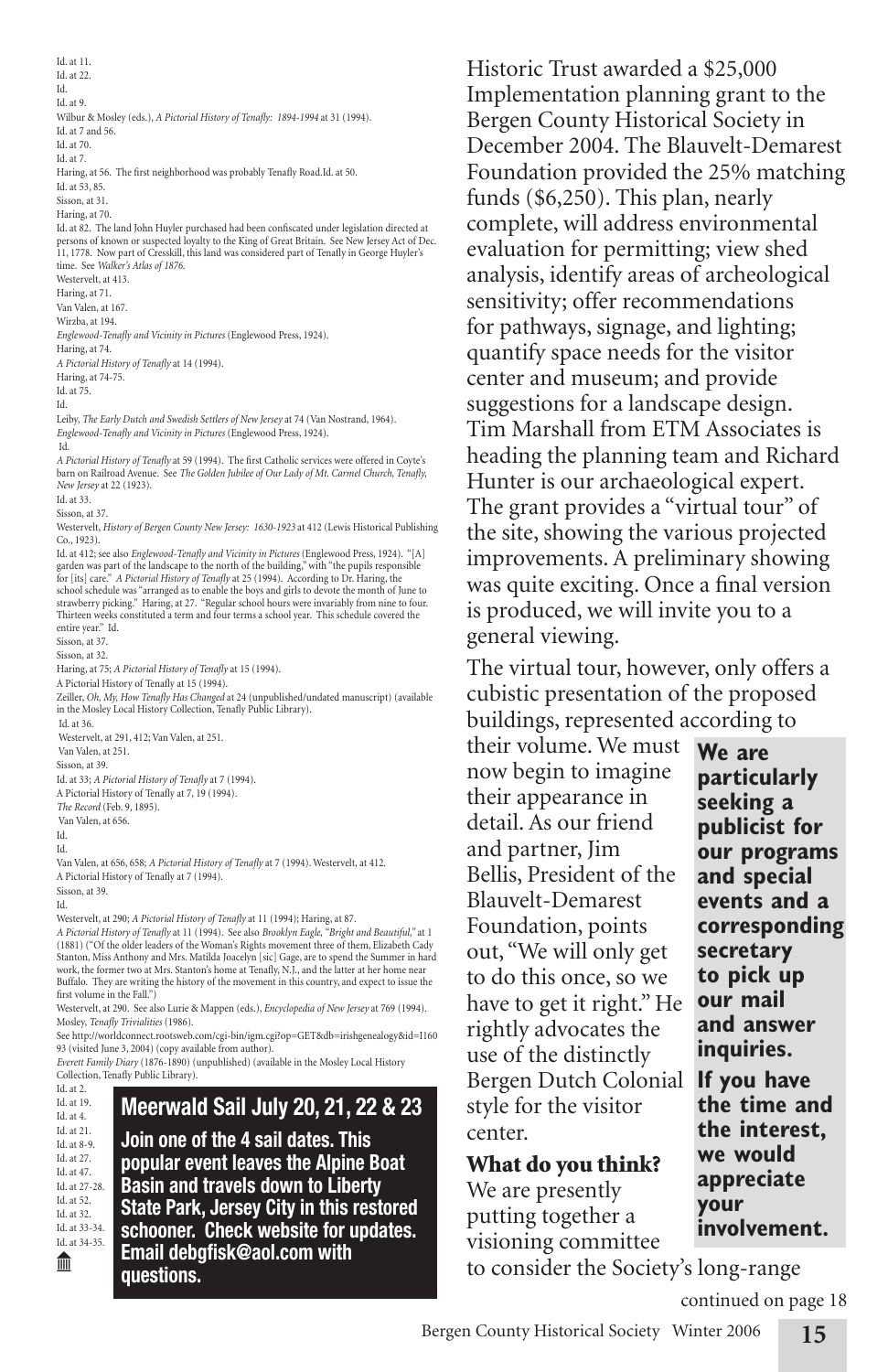Id. at 11.
Id. at 22.
Id.
Id. at 9.
Wilbur & Mosley (eds.), *A Pictorial History of Tenafly: 1894-1994* at 31 (1994).
Id. at 7 and 56.
Id. at 70.
Id. at 7.
Haring, at 56. The first neighborhood was probably Tenafly Road.Id. at 50.
Id. at 53, 85.
Sisson, at 31.
Haring, at 70.
Id. at 82. The land John Huyler purchased had been confiscated under legislation directed at persons of known or suspected loyalty to the King of Great Britain. See New Jersey Act of Dec. 11, 1778. Now part of Cresskill, this land was considered part of Tenafly in George Huyler's time. See *Walker's Atlas of 1876.*
Westervelt, at 413.
Haring, at 71.
Van Valen, at 167.
Wirzba, at 194.
*Englewood-Tenafly and Vicinity in Pictures* (Englewood Press, 1924).
Haring, at 74.
*A Pictorial History of Tenafly* at 14 (1994).
Haring, at 74-75.
Id. at 75.
Id.
Leiby, *The Early Dutch and Swedish Settlers of New Jersey* at 74 (Van Nostrand, 1964).
*Englewood-Tenafly and Vicinity in Pictures* (Englewood Press, 1924).
Id.
*A Pictorial History of Tenafly* at 59 (1994). The first Catholic services were offered in Coyte's barn on Railroad Avenue. See *The Golden Jubilee of Our Lady of Mt. Carmel Church, Tenafly, New Jersey* at 22 (1923).
Id. at 33.
Sisson, at 37.
Westervelt, *History of Bergen County New Jersey: 1630-1923* at 412 (Lewis Historical Publishing Co., 1923).
Id. at 412; see also *Englewood-Tenafly and Vicinity in Pictures* (Englewood Press, 1924). "[A] garden was part of the landscape to the north of the building," with "the pupils responsible for [its] care." *A Pictorial History of Tenafly* at 25 (1994). According to Dr. Haring, the school schedule was "arranged as to enable the boys and girls to devote the month of June to strawberry picking." Haring, at 27. "Regular school hours were invariably from nine to four. Thirteen weeks constituted a term and four terms a school year. This schedule covered the entire year." Id.
Sisson, at 37.
Sisson, at 32.
Haring, at 75; *A Pictorial History of Tenafly* at 15 (1994).
A Pictorial History of Tenafly at 15 (1994).
Zeiller, *Oh, My, How Tenafly Has Changed* at 24 (unpublished/undated manuscript) (available in the Mosley Local History Collection, Tenafly Public Library).
Id. at 36.
Westervelt, at 291, 412; Van Valen, at 251.
Van Valen, at 251.
Sisson, at 39.
Id. at 33; *A Pictorial History of Tenafly* at 7 (1994).
A Pictorial History of Tenafly at 7, 19 (1994).
*The Record* (Feb. 9, 1895).
Van Valen, at 656.
Id.
Id.
Van Valen, at 656, 658; *A Pictorial History of Tenafly* at 7 (1994). Westervelt, at 412.
A Pictorial History of Tenafly at 7 (1994).
Sisson, at 39.
Id.
Westervelt, at 290; *A Pictorial History of Tenafly* at 11 (1994); Haring, at 87.
*A Pictorial History of Tenafly* at 11 (1994). See also *Brooklyn Eagle, "Bright and Beautiful,"* at 1 (1881) ("Of the older leaders of the Woman's Rights movement three of them, Elizabeth Cady Stanton, Miss Anthony and Mrs. Matilda Joacelyn [sic] Gage, are to spend the Summer in hard work, the former two at Mrs. Stanton's home at Tenafly, N.J., and the latter at her home near Buffalo. They are writing the history of the movement in this country, and expect to issue the first volume in the Fall.")
Westervelt, at 290. See also Lurie & Mappen (eds.), *Encyclopedia of New Jersey* at 769 (1994).
Mosley, *Tenafly Trivialities* (1986).
See http://worldconnect.rootsweb.com/cgi-bin/igm.cgi?op=GET&db=irishgenealogy&id=I160 93 (visited June 3, 2004) (copy available from author).
*Everett Family Diary* (1876-1890) (unpublished) (available in the Mosley Local History Collection, Tenafly Public Library).
Id. at 2.
Id. at 19.
Id. at 4.
Id. at 21.
Id. at 8-9.
Id. at 27.
Id. at 47.
Id. at 27-28.
Id. at 52.
Id. at 32.
Id. at 33-34.
Id. at 34-35.

**Meerwald Sail July 20, 21, 22 & 23**

**Join one of the 4 sail dates. This popular event leaves the Alpine Boat Basin and travels down to Liberty State Park, Jersey City in this restored schooner. Check website for updates. Email debgfisk@aol.com with questions.**

Historic Trust awarded a $25,000 Implementation planning grant to the Bergen County Historical Society in December 2004. The Blauvelt-Demarest Foundation provided the 25% matching funds ($6,250). This plan, nearly complete, will address environmental evaluation for permitting; view shed analysis, identify areas of archeological sensitivity; offer recommendations for pathways, signage, and lighting; quantify space needs for the visitor center and museum; and provide suggestions for a landscape design. Tim Marshall from ETM Associates is heading the planning team and Richard Hunter is our archaeological expert. The grant provides a "virtual tour" of the site, showing the various projected improvements. A preliminary showing was quite exciting. Once a final version is produced, we will invite you to a general viewing.

The virtual tour, however, only offers a cubistic presentation of the proposed buildings, represented according to their volume. We must now begin to imagine their appearance in detail. As our friend and partner, Jim Bellis, President of the Blauvelt-Demarest Foundation, points out, "We will only get to do this once, so we have to get it right." He rightly advocates the use of the distinctly Bergen Dutch Colonial style for the visitor center.

**We are particularly seeking a publicist for our programs and special events and a corresponding secretary to pick up our mail and answer inquiries.**

**If you have the time and the interest, we would appreciate your involvement.**

### What do you think?

We are presently putting together a visioning committee to consider the Society's long-range

continued on page 18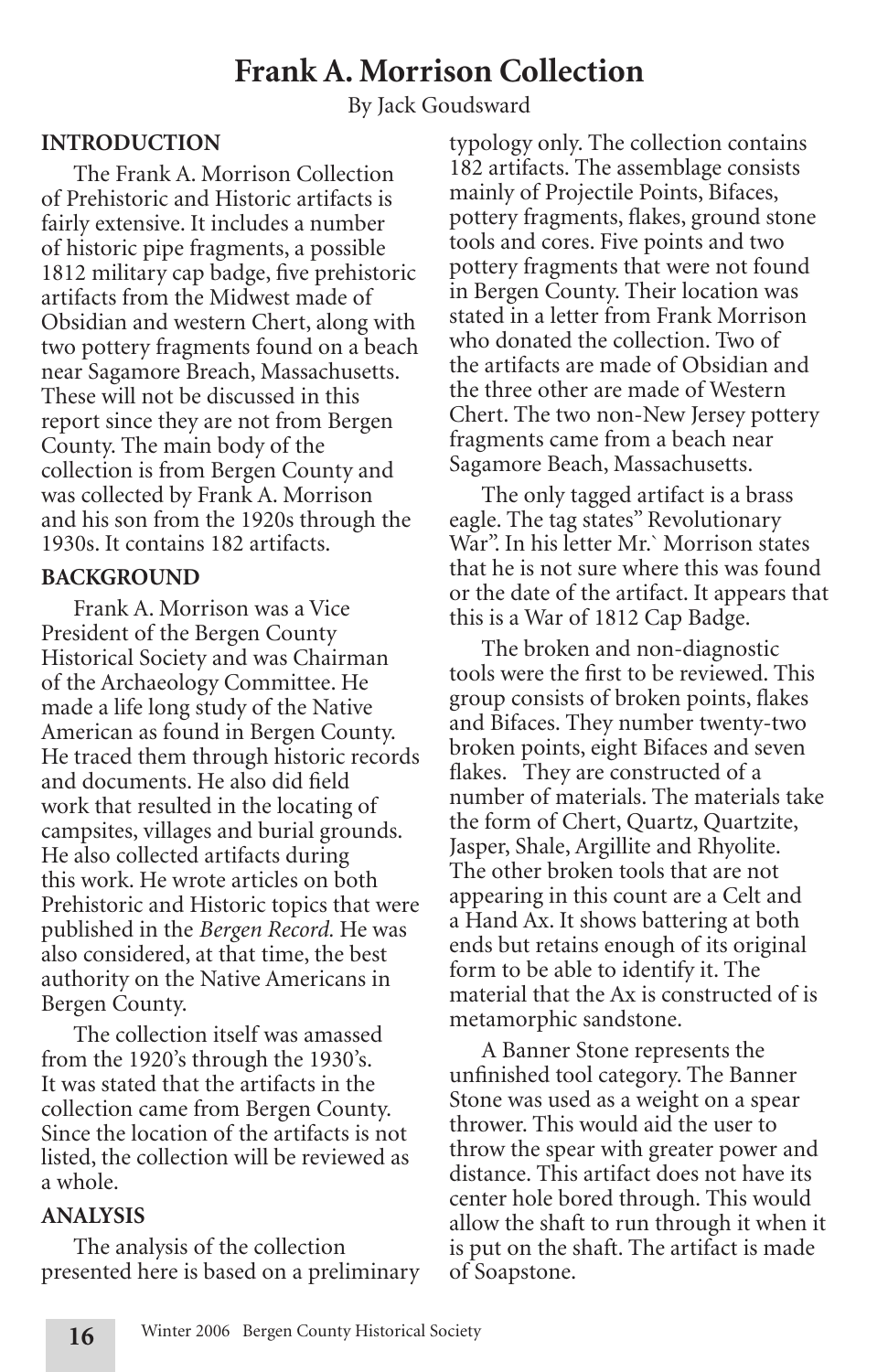# Frank A. Morrison Collection

By Jack Goudsward

### INTRODUCTION

The Frank A. Morrison Collection of Prehistoric and Historic artifacts is fairly extensive. It includes a number of historic pipe fragments, a possible 1812 military cap badge, five prehistoric artifacts from the Midwest made of Obsidian and western Chert, along with two pottery fragments found on a beach near Sagamore Breach, Massachusetts. These will not be discussed in this report since they are not from Bergen County. The main body of the collection is from Bergen County and was collected by Frank A. Morrison and his son from the 1920s through the 1930s. It contains 182 artifacts.

### BACKGROUND

Frank A. Morrison was a Vice President of the Bergen County Historical Society and was Chairman of the Archaeology Committee. He made a life long study of the Native American as found in Bergen County. He traced them through historic records and documents. He also did field work that resulted in the locating of campsites, villages and burial grounds. He also collected artifacts during this work. He wrote articles on both Prehistoric and Historic topics that were published in the *Bergen Record.* He was also considered, at that time, the best authority on the Native Americans in Bergen County.

The collection itself was amassed from the 1920's through the 1930's. It was stated that the artifacts in the collection came from Bergen County. Since the location of the artifacts is not listed, the collection will be reviewed as a whole.

### ANALYSIS

The analysis of the collection presented here is based on a preliminary typology only. The collection contains 182 artifacts. The assemblage consists mainly of Projectile Points, Bifaces, pottery fragments, flakes, ground stone tools and cores. Five points and two pottery fragments that were not found in Bergen County. Their location was stated in a letter from Frank Morrison who donated the collection. Two of the artifacts are made of Obsidian and the three other are made of Western Chert. The two non-New Jersey pottery fragments came from a beach near Sagamore Beach, Massachusetts.

The only tagged artifact is a brass eagle. The tag states" Revolutionary War". In his letter Mr.` Morrison states that he is not sure where this was found or the date of the artifact. It appears that this is a War of 1812 Cap Badge.

The broken and non-diagnostic tools were the first to be reviewed. This group consists of broken points, flakes and Bifaces. They number twenty-two broken points, eight Bifaces and seven flakes. They are constructed of a number of materials. The materials take the form of Chert, Quartz, Quartzite, Jasper, Shale, Argillite and Rhyolite. The other broken tools that are not appearing in this count are a Celt and a Hand Ax. It shows battering at both ends but retains enough of its original form to be able to identify it. The material that the Ax is constructed of is metamorphic sandstone.

A Banner Stone represents the unfinished tool category. The Banner Stone was used as a weight on a spear thrower. This would aid the user to throw the spear with greater power and distance. This artifact does not have its center hole bored through. This would allow the shaft to run through it when it is put on the shaft. The artifact is made of Soapstone.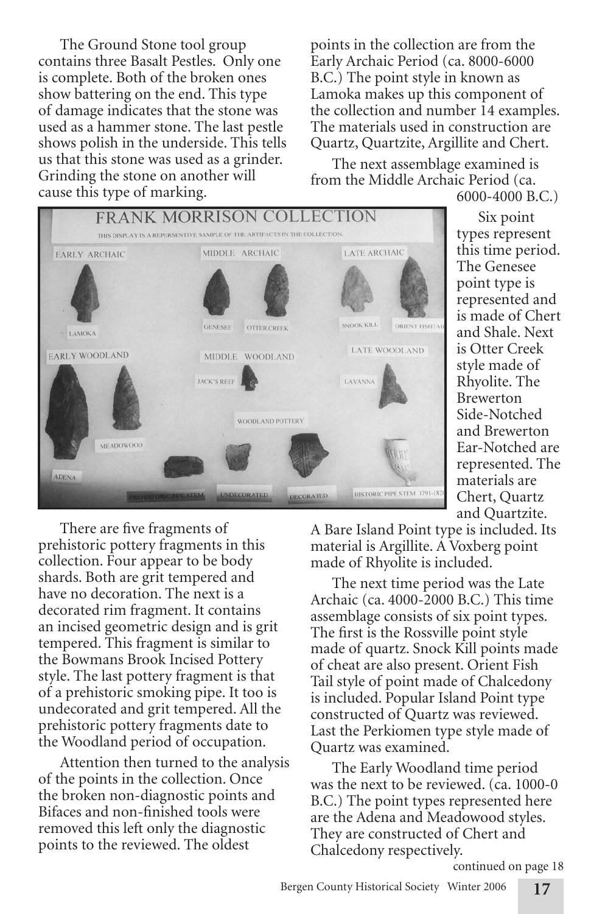The Ground Stone tool group contains three Basalt Pestles. Only one is complete. Both of the broken ones show battering on the end. This type of damage indicates that the stone was used as a hammer stone. The last pestle shows polish in the underside. This tells us that this stone was used as a grinder. Grinding the stone on another will cause this type of marking.

There are five fragments of prehistoric pottery fragments in this collection. Four appear to be body shards. Both are grit tempered and have no decoration. The next is a decorated rim fragment. It contains an incised geometric design and is grit tempered. This fragment is similar to the Bowmans Brook Incised Pottery style. The last pottery fragment is that of a prehistoric smoking pipe. It too is undecorated and grit tempered. All the prehistoric pottery fragments date to the Woodland period of occupation.

Attention then turned to the analysis of the points in the collection. Once the broken non-diagnostic points and Bifaces and non-finished tools were removed this left only the diagnostic points to the reviewed. The oldest points in the collection are from the Early Archaic Period (ca. 8000-6000 B.C.) The point style in known as Lamoka makes up this component of the collection and number 14 examples. The materials used in construction are Quartz, Quartzite, Argillite and Chert.

The next assemblage examined is from the Middle Archaic Period (ca. 6000-4000 B.C.)

Six point types represent this time period. The Genesee point type is represented and is made of Chert and Shale. Next is Otter Creek style made of Rhyolite. The Brewerton Side-Notched and Brewerton Ear-Notched are represented. The materials are Chert, Quartz and Quartzite. A Bare Island Point type is included. Its material is Argillite. A Voxberg point made of Rhyolite is included.

The next time period was the Late Archaic (ca. 4000-2000 B.C.) This time assemblage consists of six point types. The first is the Rossville point style made of quartz. Snock Kill points made of cheat are also present. Orient Fish Tail style of point made of Chalcedony is included. Popular Island Point type constructed of Quartz was reviewed. Last the Perkiomen type style made of Quartz was examined.

The Early Woodland time period was the next to be reviewed. (ca. 1000-0 B.C.) The point types represented here are the Adena and Meadowood styles. They are constructed of Chert and Chalcedony respectively.

continued on page 18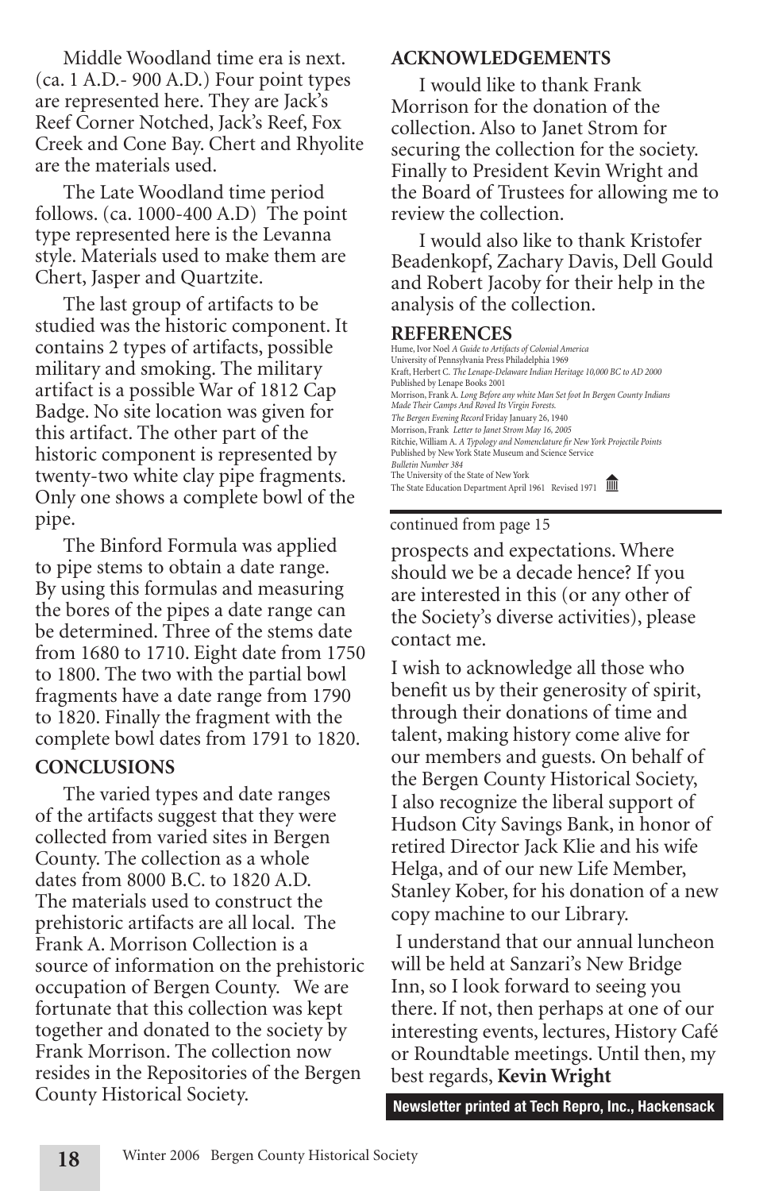Middle Woodland time era is next. (ca. 1 A.D.- 900 A.D.) Four point types are represented here. They are Jack's Reef Corner Notched, Jack's Reef, Fox Creek and Cone Bay. Chert and Rhyolite are the materials used.

The Late Woodland time period follows. (ca. 1000-400 A.D) The point type represented here is the Levanna style. Materials used to make them are Chert, Jasper and Quartzite.

The last group of artifacts to be studied was the historic component. It contains 2 types of artifacts, possible military and smoking. The military artifact is a possible War of 1812 Cap Badge. No site location was given for this artifact. The other part of the historic component is represented by twenty-two white clay pipe fragments. Only one shows a complete bowl of the pipe.

The Binford Formula was applied to pipe stems to obtain a date range. By using this formulas and measuring the bores of the pipes a date range can be determined. Three of the stems date from 1680 to 1710. Eight date from 1750 to 1800. The two with the partial bowl fragments have a date range from 1790 to 1820. Finally the fragment with the complete bowl dates from 1791 to 1820.

### CONCLUSIONS

The varied types and date ranges of the artifacts suggest that they were collected from varied sites in Bergen County. The collection as a whole dates from 8000 B.C. to 1820 A.D. The materials used to construct the prehistoric artifacts are all local. The Frank A. Morrison Collection is a source of information on the prehistoric occupation of Bergen County. We are fortunate that this collection was kept together and donated to the society by Frank Morrison. The collection now resides in the Repositories of the Bergen County Historical Society.

### ACKNOWLEDGEMENTS

I would like to thank Frank Morrison for the donation of the collection. Also to Janet Strom for securing the collection for the society. Finally to President Kevin Wright and the Board of Trustees for allowing me to review the collection.

I would also like to thank Kristofer Beadenkopf, Zachary Davis, Dell Gould and Robert Jacoby for their help in the analysis of the collection.

### REFERENCES

Hume, Ivor Noel *A Guide to Artifacts of Colonial America*
University of Pennsylvania Press Philadelphia 1969

Kraft, Herbert C. *The Lenape-Delaware Indian Heritage 10,000 BC to AD 2000*
Published by Lenape Books 2001

Morrison, Frank A. *Long Before any white Man Set foot In Bergen County Indians Made Their Camps And Roved Its Virgin Forests.*
*The Bergen Evening Record* Friday January 26, 1940

Morrison, Frank *Letter to Janet Strom May 16, 2005*

Ritchie, William A. *A Typology and Nomenclature fir New York Projectile Points*
Published by New York State Museum and Science Service
*Bulletin Number 384*
The University of the State of New York
The State Education Department April 1961 Revised 1971

---

continued from page 15

prospects and expectations. Where should we be a decade hence? If you are interested in this (or any other of the Society's diverse activities), please contact me.

I wish to acknowledge all those who benefit us by their generosity of spirit, through their donations of time and talent, making history come alive for our members and guests. On behalf of the Bergen County Historical Society, I also recognize the liberal support of Hudson City Savings Bank, in honor of retired Director Jack Klie and his wife Helga, and of our new Life Member, Stanley Kober, for his donation of a new copy machine to our Library.

I understand that our annual luncheon will be held at Sanzari's New Bridge Inn, so I look forward to seeing you there. If not, then perhaps at one of our interesting events, lectures, History Café or Roundtable meetings. Until then, my best regards, **Kevin Wright**

**Newsletter printed at Tech Repro, Inc., Hackensack**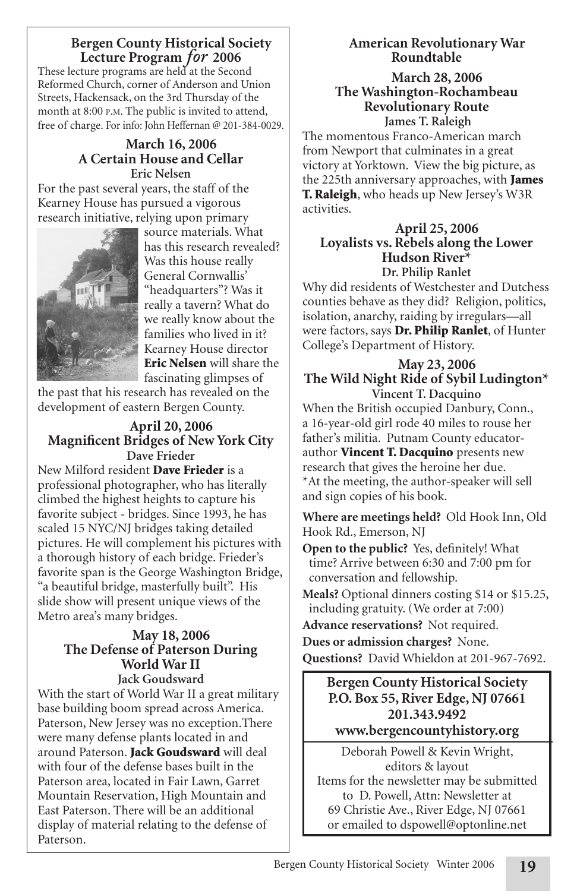## Bergen County Historical Society Lecture Program *for* 2006

These lecture programs are held at the Second Reformed Church, corner of Anderson and Union Streets, Hackensack, on the 3rd Thursday of the month at 8:00 P.M. The public is invited to attend, free of charge. For info: John Heffernan @ 201-384-0029.

### March 16, 2006
### A Certain House and Cellar
**Eric Nelsen**

For the past several years, the staff of the Kearney House has pursued a vigorous research initiative, relying upon primary source materials. What has this research revealed? Was this house really General Cornwallis' "headquarters"? Was it really a tavern? What do we really know about the families who lived in it? Kearney House director **Eric Nelsen** will share the fascinating glimpses of the past that his research has revealed on the development of eastern Bergen County.

### April 20, 2006
### Magnificent Bridges of New York City
**Dave Frieder**

New Milford resident **Dave Frieder** is a professional photographer, who has literally climbed the highest heights to capture his favorite subject - bridges. Since 1993, he has scaled 15 NYC/NJ bridges taking detailed pictures. He will complement his pictures with a thorough history of each bridge. Frieder's favorite span is the George Washington Bridge, "a beautiful bridge, masterfully built". His slide show will present unique views of the Metro area's many bridges.

### May 18, 2006
### The Defense of Paterson During World War II
**Jack Goudsward**

With the start of World War II a great military base building boom spread across America. Paterson, New Jersey was no exception.There were many defense plants located in and around Paterson. **Jack Goudsward** will deal with four of the defense bases built in the Paterson area, located in Fair Lawn, Garret Mountain Reservation, High Mountain and East Paterson. There will be an additional display of material relating to the defense of Paterson.

## American Revolutionary War Roundtable

### March 28, 2006
### The Washington-Rochambeau Revolutionary Route
**James T. Raleigh**

The momentous Franco-American march from Newport that culminates in a great victory at Yorktown. View the big picture, as the 225th anniversary approaches, with **James T. Raleigh**, who heads up New Jersey's W3R activities.

### April 25, 2006
### Loyalists vs. Rebels along the Lower Hudson River*
**Dr. Philip Ranlet**

Why did residents of Westchester and Dutchess counties behave as they did? Religion, politics, isolation, anarchy, raiding by irregulars—all were factors, says **Dr. Philip Ranlet**, of Hunter College's Department of History.

### May 23, 2006
### The Wild Night Ride of Sybil Ludington*
**Vincent T. Dacquino**

When the British occupied Danbury, Conn., a 16-year-old girl rode 40 miles to rouse her father's militia. Putnam County educator-author **Vincent T. Dacquino** presents new research that gives the heroine her due.

*At the meeting, the author-speaker will sell and sign copies of his book.

**Where are meetings held?** Old Hook Inn, Old Hook Rd., Emerson, NJ

**Open to the public?** Yes, definitely! What time? Arrive between 6:30 and 7:00 pm for conversation and fellowship.

**Meals?** Optional dinners costing $14 or $15.25, including gratuity. (We order at 7:00)

**Advance reservations?** Not required.

**Dues or admission charges?** None.

**Questions?** David Whieldon at 201-967-7692.

**Bergen County Historical Society**
**P.O. Box 55, River Edge, NJ 07661**
**201.343.9492**
**www.bergencountyhistory.org**

Deborah Powell & Kevin Wright, editors & layout

Items for the newsletter may be submitted to D. Powell, Attn: Newsletter at 69 Christie Ave., River Edge, NJ 07661 or emailed to dspowell@optonline.net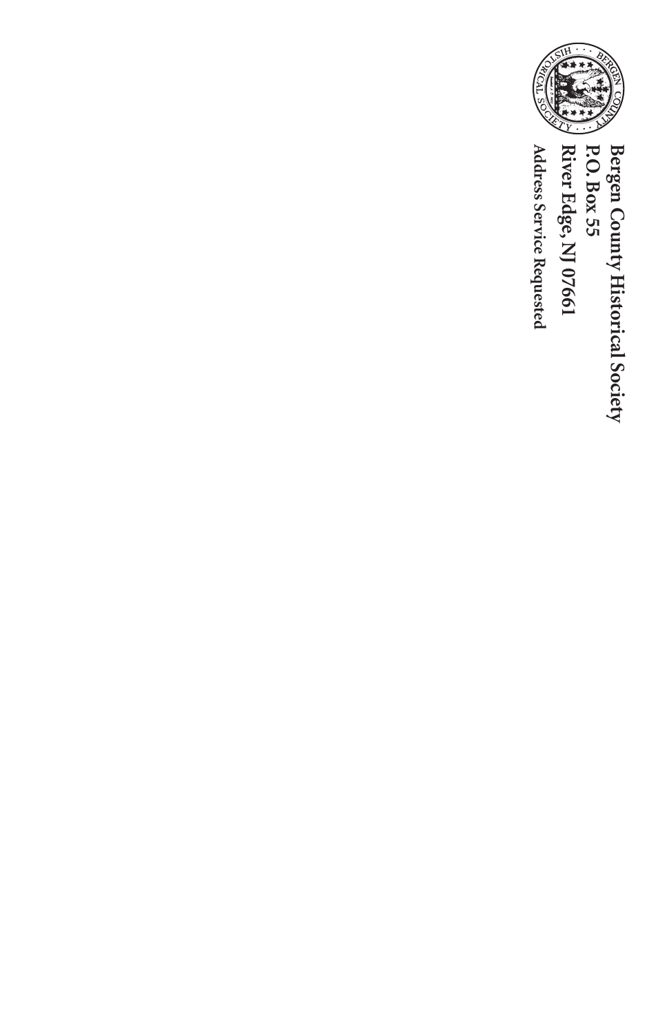Bergen County Historical Society
P.O. Box 55
River Edge, NJ 07661
Address Service Requested